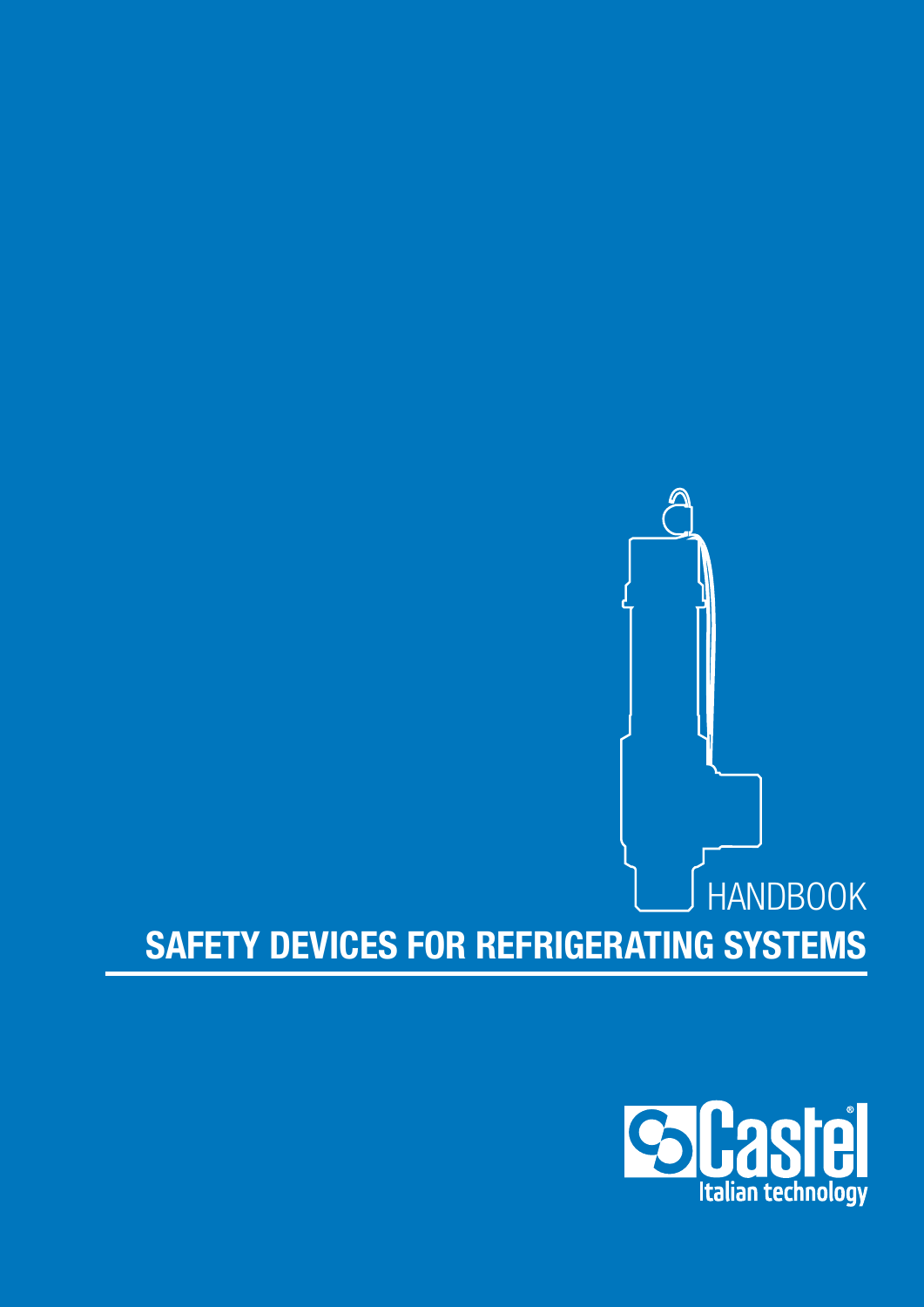HANDBOOK

# SAFETY DEVICES FOR REFRIGERATING SYSTEMS

Castel

Italian technology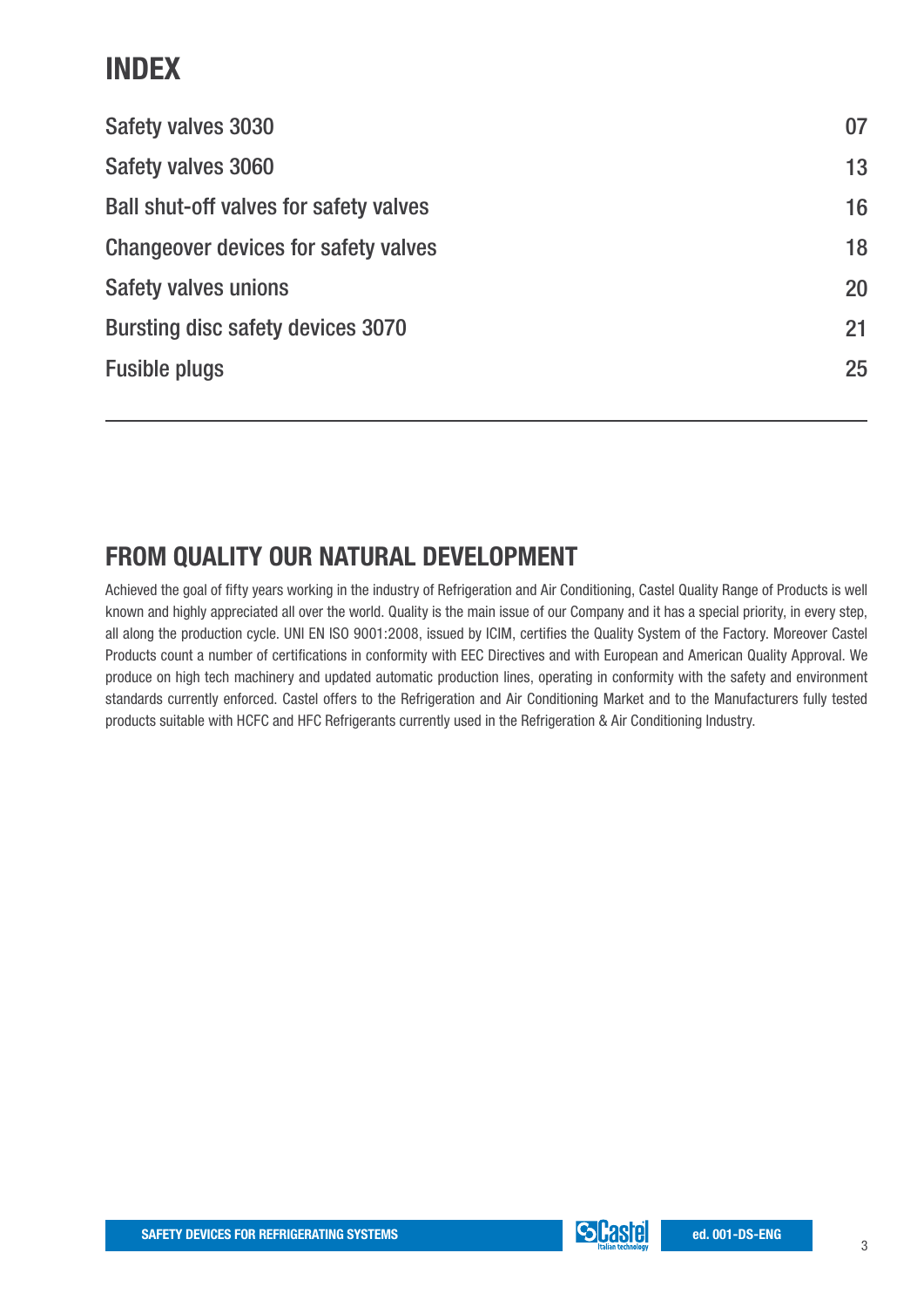# INDEX

| | |
|---|---|
| Safety valves 3030 | 07 |
| Safety valves 3060 | 13 |
| Ball shut-off valves for safety valves | 16 |
| Changeover devices for safety valves | 18 |
| Safety valves unions | 20 |
| Bursting disc safety devices 3070 | 21 |
| Fusible plugs | 25 |

## FROM QUALITY OUR NATURAL DEVELOPMENT

Achieved the goal of fifty years working in the industry of Refrigeration and Air Conditioning, Castel Quality Range of Products is well known and highly appreciated all over the world. Quality is the main issue of our Company and it has a special priority, in every step, all along the production cycle. UNI EN ISO 9001:2008, issued by ICIM, certifies the Quality System of the Factory. Moreover Castel Products count a number of certifications in conformity with EEC Directives and with European and American Quality Approval. We produce on high tech machinery and updated automatic production lines, operating in conformity with the safety and environment standards currently enforced. Castel offers to the Refrigeration and Air Conditioning Market and to the Manufacturers fully tested products suitable with HCFC and HFC Refrigerants currently used in the Refrigeration & Air Conditioning Industry.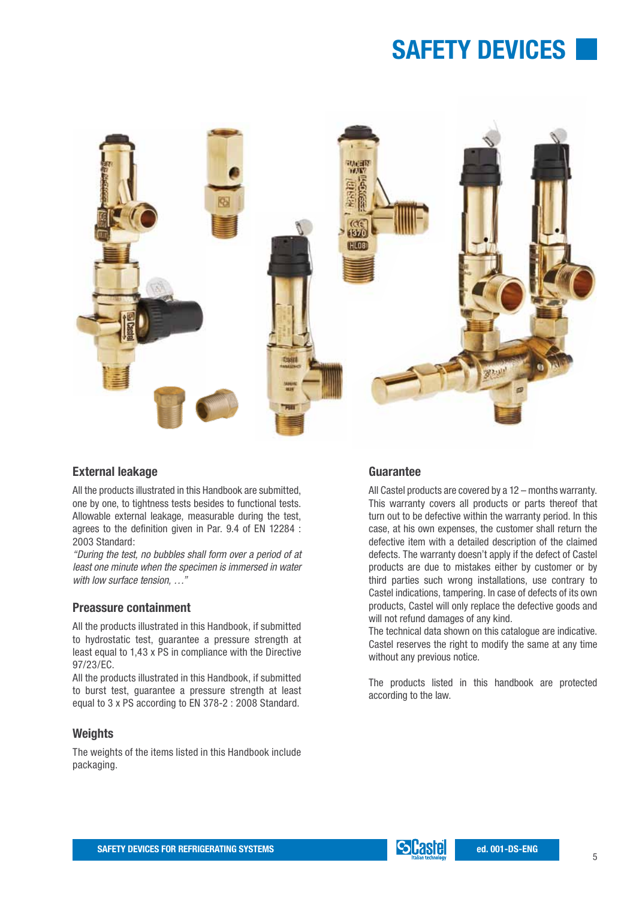# SAFETY DEVICES

## External leakage

All the products illustrated in this Handbook are submitted, one by one, to tightness tests besides to functional tests. Allowable external leakage, measurable during the test, agrees to the definition given in Par. 9.4 of EN 12284 : 2003 Standard:

*"During the test, no bubbles shall form over a period of at least one minute when the specimen is immersed in water with low surface tension, …"*

## Preassure containment

All the products illustrated in this Handbook, if submitted to hydrostatic test, guarantee a pressure strength at least equal to 1,43 x PS in compliance with the Directive 97/23/EC.

All the products illustrated in this Handbook, if submitted to burst test, guarantee a pressure strength at least equal to 3 x PS according to EN 378-2 : 2008 Standard.

## Weights

The weights of the items listed in this Handbook include packaging.

## Guarantee

All Castel products are covered by a 12 – months warranty. This warranty covers all products or parts thereof that turn out to be defective within the warranty period. In this case, at his own expenses, the customer shall return the defective item with a detailed description of the claimed defects. The warranty doesn't apply if the defect of Castel products are due to mistakes either by customer or by third parties such wrong installations, use contrary to Castel indications, tampering. In case of defects of its own products, Castel will only replace the defective goods and will not refund damages of any kind.

The technical data shown on this catalogue are indicative. Castel reserves the right to modify the same at any time without any previous notice.

The products listed in this handbook are protected according to the law.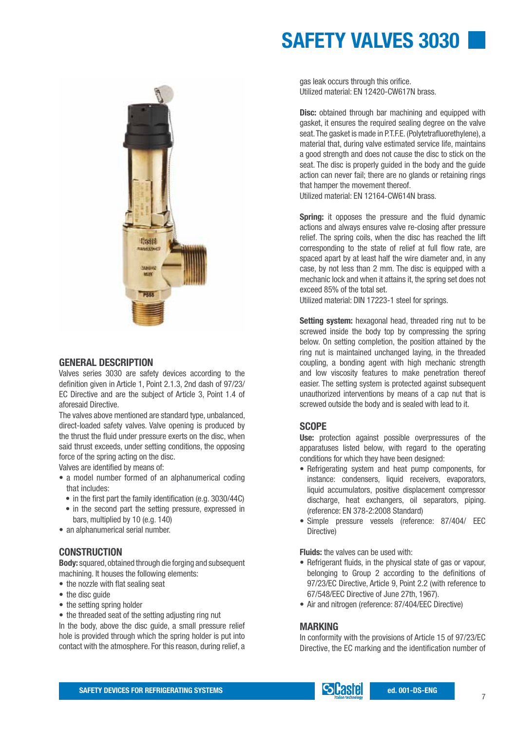# SAFETY VALVES 3030

## GENERAL DESCRIPTION

Valves series 3030 are safety devices according to the definition given in Article 1, Point 2.1.3, 2nd dash of 97/23/EC Directive and are the subject of Article 3, Point 1.4 of aforesaid Directive.

The valves above mentioned are standard type, unbalanced, direct-loaded safety valves. Valve opening is produced by the thrust the fluid under pressure exerts on the disc, when said thrust exceeds, under setting conditions, the opposing force of the spring acting on the disc.

Valves are identified by means of:

- a model number formed of an alphanumerical coding that includes:
  - in the first part the family identification (e.g. 3030/44C)
  - in the second part the setting pressure, expressed in bars, multiplied by 10 (e.g. 140)
- an alphanumerical serial number.

## CONSTRUCTION

**Body:** squared, obtained through die forging and subsequent machining. It houses the following elements:

- the nozzle with flat sealing seat
- the disc guide
- the setting spring holder
- the threaded seat of the setting adjusting ring nut

In the body, above the disc guide, a small pressure relief hole is provided through which the spring holder is put into contact with the atmosphere. For this reason, during relief, a gas leak occurs through this orifice.
Utilized material: EN 12420-CW617N brass.

**Disc:** obtained through bar machining and equipped with gasket, it ensures the required sealing degree on the valve seat. The gasket is made in P.T.F.E. (Polytetrafluorethylene), a material that, during valve estimated service life, maintains a good strength and does not cause the disc to stick on the seat. The disc is properly guided in the body and the guide action can never fail; there are no glands or retaining rings that hamper the movement thereof.
Utilized material: EN 12164-CW614N brass.

**Spring:** it opposes the pressure and the fluid dynamic actions and always ensures valve re-closing after pressure relief. The spring coils, when the disc has reached the lift corresponding to the state of relief at full flow rate, are spaced apart by at least half the wire diameter and, in any case, by not less than 2 mm. The disc is equipped with a mechanic lock and when it attains it, the spring set does not exceed 85% of the total set.
Utilized material: DIN 17223-1 steel for springs.

**Setting system:** hexagonal head, threaded ring nut to be screwed inside the body top by compressing the spring below. On setting completion, the position attained by the ring nut is maintained unchanged laying, in the threaded coupling, a bonding agent with high mechanic strength and low viscosity features to make penetration thereof easier. The setting system is protected against subsequent unauthorized interventions by means of a cap nut that is screwed outside the body and is sealed with lead to it.

## SCOPE

**Use:** protection against possible overpressures of the apparatuses listed below, with regard to the operating conditions for which they have been designed:

- Refrigerating system and heat pump components, for instance: condensers, liquid receivers, evaporators, liquid accumulators, positive displacement compressor discharge, heat exchangers, oil separators, piping. (reference: EN 378-2:2008 Standard)
- Simple pressure vessels (reference: 87/404/ EEC Directive)

**Fluids:** the valves can be used with:

- Refrigerant fluids, in the physical state of gas or vapour, belonging to Group 2 according to the definitions of 97/23/EC Directive, Article 9, Point 2.2 (with reference to 67/548/EEC Directive of June 27th, 1967).
- Air and nitrogen (reference: 87/404/EEC Directive)

## MARKING

In conformity with the provisions of Article 15 of 97/23/EC Directive, the EC marking and the identification number of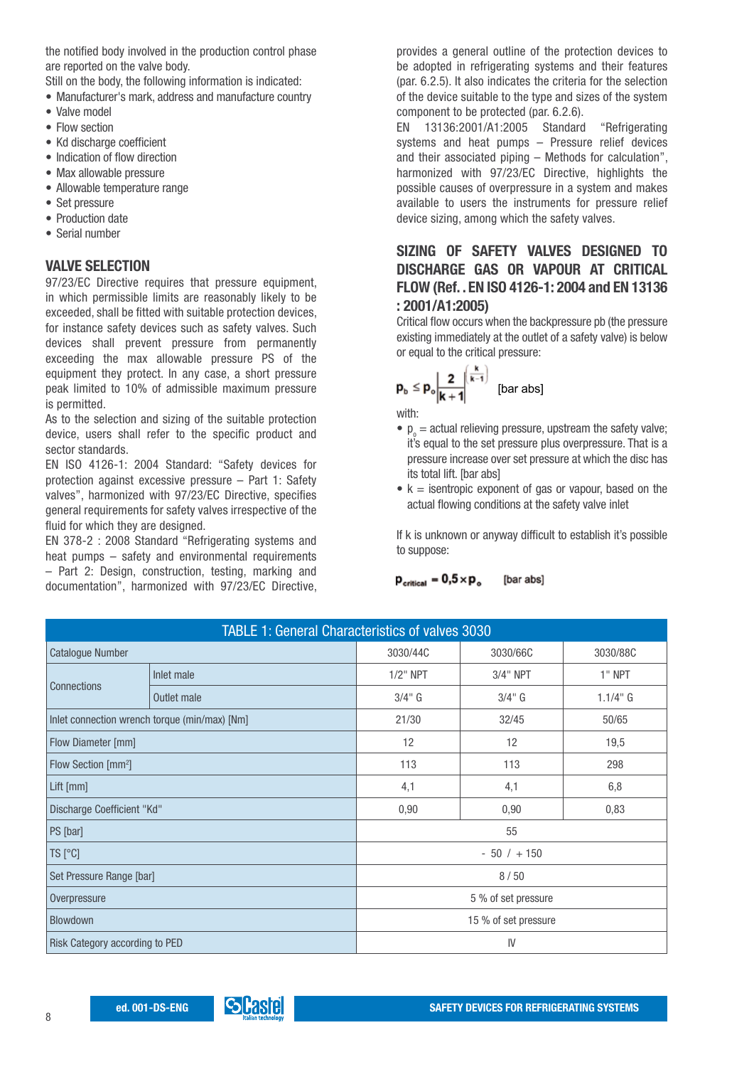the notified body involved in the production control phase are reported on the valve body.

Still on the body, the following information is indicated:

- Manufacturer's mark, address and manufacture country
- Valve model
- Flow section
- Kd discharge coefficient
- Indication of flow direction
- Max allowable pressure
- Allowable temperature range
- Set pressure
- Production date
- Serial number

## VALVE SELECTION

97/23/EC Directive requires that pressure equipment, in which permissible limits are reasonably likely to be exceeded, shall be fitted with suitable protection devices, for instance safety devices such as safety valves. Such devices shall prevent pressure from permanently exceeding the max allowable pressure PS of the equipment they protect. In any case, a short pressure peak limited to 10% of admissible maximum pressure is permitted.

As to the selection and sizing of the suitable protection device, users shall refer to the specific product and sector standards.

EN ISO 4126-1: 2004 Standard: "Safety devices for protection against excessive pressure – Part 1: Safety valves", harmonized with 97/23/EC Directive, specifies general requirements for safety valves irrespective of the fluid for which they are designed.

EN 378-2 : 2008 Standard "Refrigerating systems and heat pumps – safety and environmental requirements – Part 2: Design, construction, testing, marking and documentation", harmonized with 97/23/EC Directive, provides a general outline of the protection devices to be adopted in refrigerating systems and their features (par. 6.2.5). It also indicates the criteria for the selection of the device suitable to the type and sizes of the system component to be protected (par. 6.2.6).

EN 13136:2001/A1:2005 Standard "Refrigerating systems and heat pumps – Pressure relief devices and their associated piping – Methods for calculation", harmonized with 97/23/EC Directive, highlights the possible causes of overpressure in a system and makes available to users the instruments for pressure relief device sizing, among which the safety valves.

## SIZING OF SAFETY VALVES DESIGNED TO DISCHARGE GAS OR VAPOUR AT CRITICAL FLOW (Ref. . EN ISO 4126-1: 2004 and EN 13136 : 2001/A1:2005)

Critical flow occurs when the backpressure pb (the pressure existing immediately at the outlet of a safety valve) is below or equal to the critical pressure:

$$p_b \leq p_o \left| \frac{2}{k+1} \right|^{\left(\frac{k}{k-1}\right)} \quad \text{[bar abs]}$$

with:

- $p_o$ = actual relieving pressure, upstream the safety valve; it's equal to the set pressure plus overpressure. That is a pressure increase over set pressure at which the disc has its total lift. [bar abs]
- k = isentropic exponent of gas or vapour, based on the actual flowing conditions at the safety valve inlet

If k is unknown or anyway difficult to establish it's possible to suppose:

$$p_{critical} = 0{,}5 \times p_o \quad \text{[bar abs]}$$

| TABLE 1: General Characteristics of valves 3030 | | | | |
|---|---|---|---|---|
| Catalogue Number | | 3030/44C | 3030/66C | 3030/88C |
| Connections | Inlet male | 1/2" NPT | 3/4" NPT | 1" NPT |
| | Outlet male | 3/4" G | 3/4" G | 1.1/4" G |
| Inlet connection wrench torque (min/max) [Nm] | | 21/30 | 32/45 | 50/65 |
| Flow Diameter [mm] | | 12 | 12 | 19,5 |
| Flow Section [mm²] | | 113 | 113 | 298 |
| Lift [mm] | | 4,1 | 4,1 | 6,8 |
| Discharge Coefficient "Kd" | | 0,90 | 0,90 | 0,83 |
| PS [bar] | | 55 | | |
| TS [°C] | | - 50 / + 150 | | |
| Set Pressure Range [bar] | | 8 / 50 | | |
| Overpressure | | 5 % of set pressure | | |
| Blowdown | | 15 % of set pressure | | |
| Risk Category according to PED | | IV | | |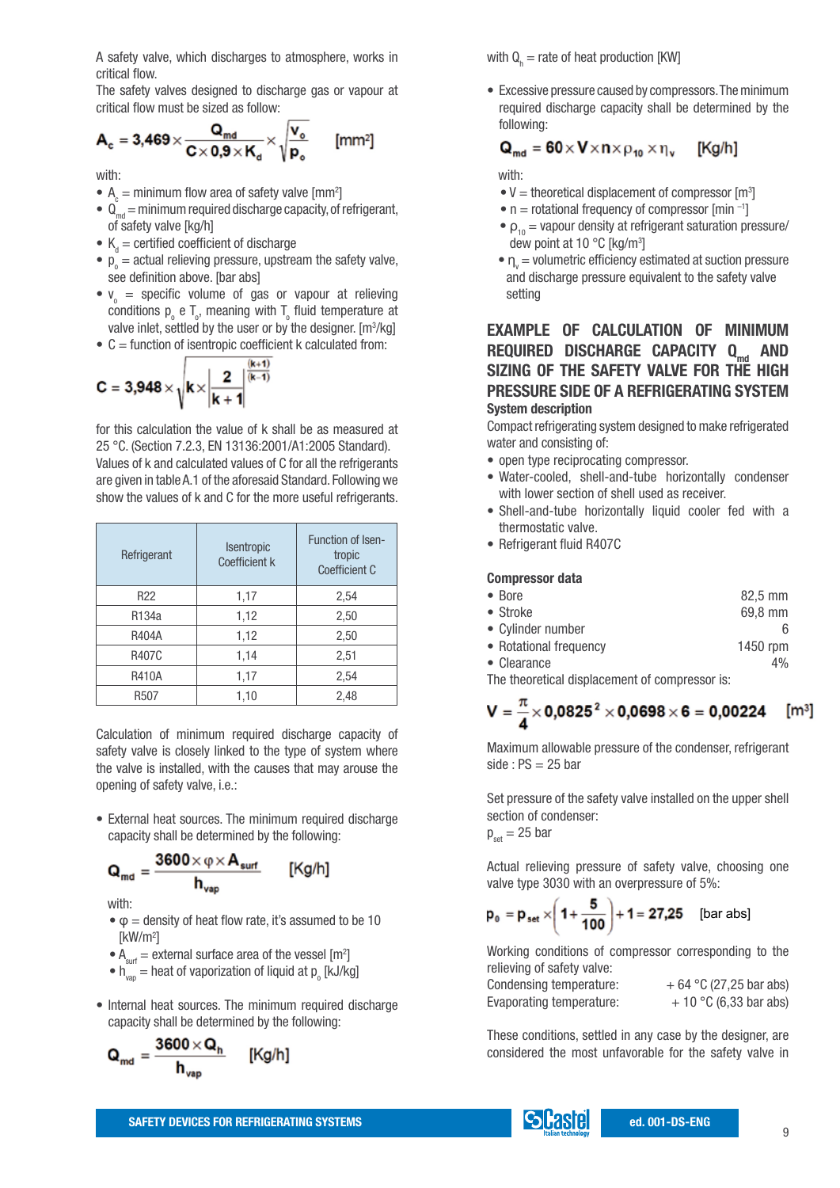A safety valve, which discharges to atmosphere, works in critical flow.

The safety valves designed to discharge gas or vapour at critical flow must be sized as follow:

$$A_c = 3{,}469 \times \frac{Q_{md}}{C \times 0{,}9 \times K_d} \times \sqrt{\frac{v_o}{p_o}} \qquad [mm^2]$$

with:

- $A_c$ = minimum flow area of safety valve [mm²]
- $Q_{md}$ = minimum required discharge capacity, of refrigerant, of safety valve [kg/h]
- $K_d$ = certified coefficient of discharge
- $p_o$ = actual relieving pressure, upstream the safety valve, see definition above. [bar abs]
- $v_o$ = specific volume of gas or vapour at relieving conditions $p_o$ e $T_o$, meaning with $T_o$ fluid temperature at valve inlet, settled by the user or by the designer. [m³/kg]
- C = function of isentropic coefficient k calculated from:

$$C = 3{,}948 \times \sqrt{k \times \left|\frac{2}{k+1}\right|^{\frac{(k+1)}{(k-1)}}}$$

for this calculation the value of k shall be as measured at 25 °C. (Section 7.2.3, EN 13136:2001/A1:2005 Standard). Values of k and calculated values of C for all the refrigerants are given in table A.1 of the aforesaid Standard. Following we show the values of k and C for the more useful refrigerants.

| Refrigerant | Isentropic Coefficient k | Function of Isentropic Coefficient C |
|---|---|---|
| R22 | 1,17 | 2,54 |
| R134a | 1,12 | 2,50 |
| R404A | 1,12 | 2,50 |
| R407C | 1,14 | 2,51 |
| R410A | 1,17 | 2,54 |
| R507 | 1,10 | 2,48 |

Calculation of minimum required discharge capacity of safety valve is closely linked to the type of system where the valve is installed, with the causes that may arouse the opening of safety valve, i.e.:

- External heat sources. The minimum required discharge capacity shall be determined by the following:

$$Q_{md} = \frac{3600 \times \varphi \times A_{surf}}{h_{vap}} \qquad [Kg/h]$$

with:

- $\varphi$ = density of heat flow rate, it's assumed to be 10 [kW/m²]
- $A_{surf}$ = external surface area of the vessel [m²]
- $h_{vap}$ = heat of vaporization of liquid at $p_o$ [kJ/kg]

- Internal heat sources. The minimum required discharge capacity shall be determined by the following:

$$Q_{md} = \frac{3600 \times Q_h}{h_{vap}} \qquad [Kg/h]$$

with $Q_h$ = rate of heat production [KW]

- Excessive pressure caused by compressors. The minimum required discharge capacity shall be determined by the following:

$$Q_{md} = 60 \times V \times n \times \rho_{10} \times \eta_v \qquad [Kg/h]$$

with:

- V = theoretical displacement of compressor [m³]
- n = rotational frequency of compressor [min⁻¹]
- $\rho_{10}$ = vapour density at refrigerant saturation pressure/ dew point at 10 °C [kg/m³]
- $\eta_v$ = volumetric efficiency estimated at suction pressure and discharge pressure equivalent to the safety valve setting

## EXAMPLE OF CALCULATION OF MINIMUM REQUIRED DISCHARGE CAPACITY $Q_{md}$ AND SIZING OF THE SAFETY VALVE FOR THE HIGH PRESSURE SIDE OF A REFRIGERATING SYSTEM

**System description**

Compact refrigerating system designed to make refrigerated water and consisting of:

- open type reciprocating compressor.
- Water-cooled, shell-and-tube horizontally condenser with lower section of shell used as receiver.
- Shell-and-tube horizontally liquid cooler fed with a thermostatic valve.
- Refrigerant fluid R407C

**Compressor data**

- Bore: 82,5 mm
- Stroke: 69,8 mm
- Cylinder number: 6
- Rotational frequency: 1450 rpm
- Clearance: 4%

The theoretical displacement of compressor is:

$$V = \frac{\pi}{4} \times 0{,}0825^2 \times 0{,}0698 \times 6 = 0{,}00224 \qquad [m^3]$$

Maximum allowable pressure of the condenser, refrigerant side : PS = 25 bar

Set pressure of the safety valve installed on the upper shell section of condenser:
$p_{set}$ = 25 bar

Actual relieving pressure of safety valve, choosing one valve type 3030 with an overpressure of 5%:

$$p_o = p_{set} \times \left(1 + \frac{5}{100}\right) + 1 = 27{,}25 \qquad [bar\ abs]$$

Working conditions of compressor corresponding to the relieving of safety valve:

Condensing temperature: + 64 °C (27,25 bar abs)
Evaporating temperature: + 10 °C (6,33 bar abs)

These conditions, settled in any case by the designer, are considered the most unfavorable for the safety valve in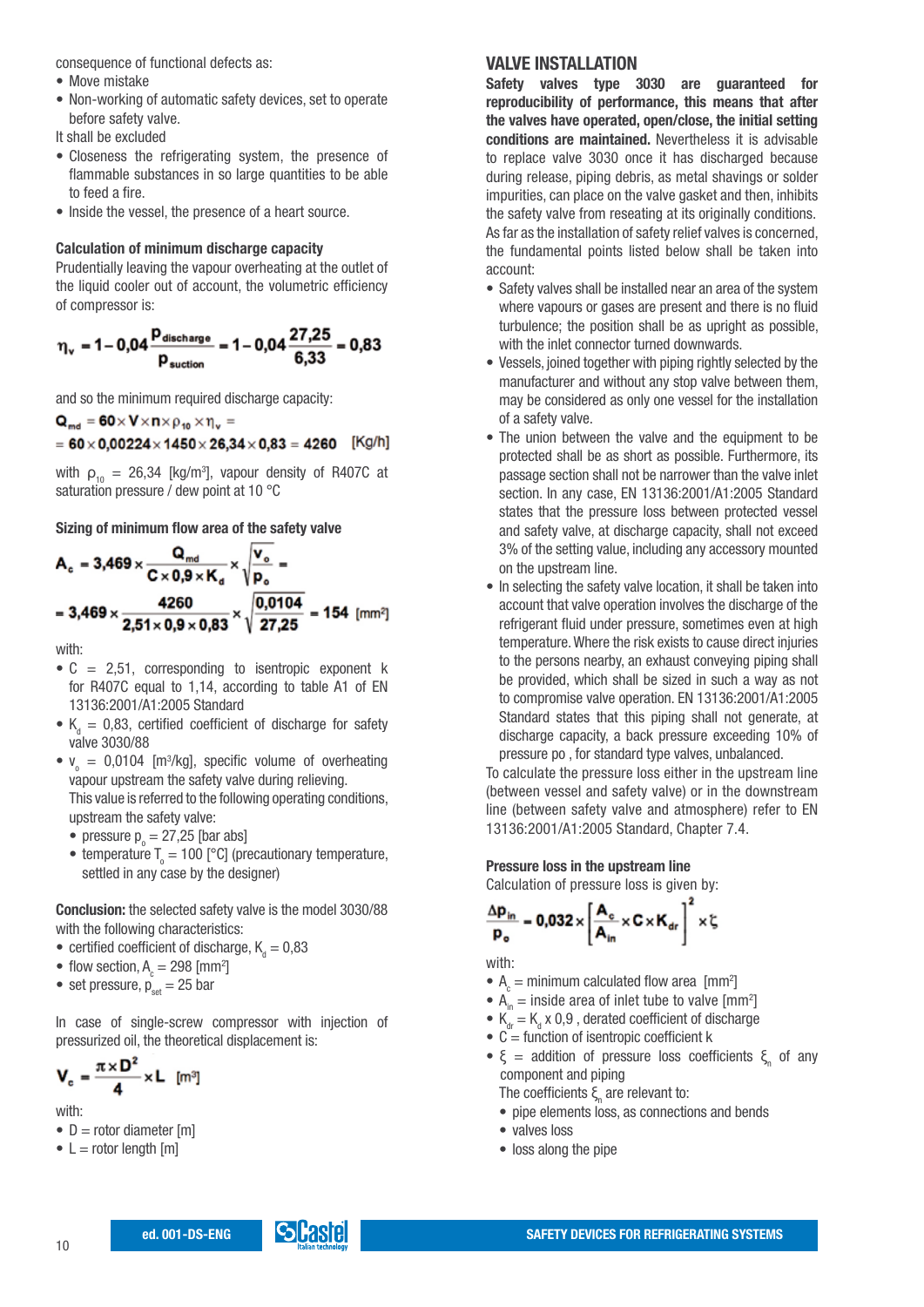consequence of functional defects as:

- Move mistake
- Non-working of automatic safety devices, set to operate before safety valve.

It shall be excluded

- Closeness the refrigerating system, the presence of flammable substances in so large quantities to be able to feed a fire.
- Inside the vessel, the presence of a heart source.

### Calculation of minimum discharge capacity

Prudentially leaving the vapour overheating at the outlet of the liquid cooler out of account, the volumetric efficiency of compressor is:

$$\eta_v = 1 - 0{,}04 \frac{p_{discharge}}{p_{suction}} = 1 - 0{,}04 \frac{27{,}25}{6{,}33} = 0{,}83$$

and so the minimum required discharge capacity:

$$Q_{md} = 60 \times V \times n \times \rho_{10} \times \eta_v =$$

$$= 60 \times 0{,}00224 \times 1450 \times 26{,}34 \times 0{,}83 = 4260 \quad [\text{Kg/h}]$$

with $\rho_{10}$ = 26,34 [kg/m³], vapour density of R407C at saturation pressure / dew point at 10 °C

### Sizing of minimum flow area of the safety valve

$$A_c = 3{,}469 \times \frac{Q_{md}}{C \times 0{,}9 \times K_d} \times \sqrt{\frac{v_o}{p_o}} =$$

$$= 3{,}469 \times \frac{4260}{2{,}51 \times 0{,}9 \times 0{,}83} \times \sqrt{\frac{0{,}0104}{27{,}25}} = 154 \quad [\text{mm}^2]$$

with:

- C = 2,51, corresponding to isentropic exponent k for R407C equal to 1,14, according to table A1 of EN 13136:2001/A1:2005 Standard
- $K_d$ = 0,83, certified coefficient of discharge for safety valve 3030/88
- $v_o$ = 0,0104 [m³/kg], specific volume of overheating vapour upstream the safety valve during relieving.
  This value is referred to the following operating conditions, upstream the safety valve:
  - pressure $p_o$ = 27,25 [bar abs]
  - temperature $T_o$ = 100 [°C] (precautionary temperature, settled in any case by the designer)

**Conclusion:** the selected safety valve is the model 3030/88 with the following characteristics:

- certified coefficient of discharge, $K_d$ = 0,83
- flow section, $A_c$ = 298 [mm²]
- set pressure, $p_{set}$ = 25 bar

In case of single-screw compressor with injection of pressurized oil, the theoretical displacement is:

$$V_c = \frac{\pi \times D^2}{4} \times L \quad [\text{m}^3]$$

with:

- D = rotor diameter [m]
- L = rotor length [m]

## VALVE INSTALLATION

**Safety valves type 3030 are guaranteed for reproducibility of performance, this means that after the valves have operated, open/close, the initial setting conditions are maintained.** Nevertheless it is advisable to replace valve 3030 once it has discharged because during release, piping debris, as metal shavings or solder impurities, can place on the valve gasket and then, inhibits the safety valve from reseating at its originally conditions. As far as the installation of safety relief valves is concerned, the fundamental points listed below shall be taken into account:

- Safety valves shall be installed near an area of the system where vapours or gases are present and there is no fluid turbulence; the position shall be as upright as possible, with the inlet connector turned downwards.
- Vessels, joined together with piping rightly selected by the manufacturer and without any stop valve between them, may be considered as only one vessel for the installation of a safety valve.
- The union between the valve and the equipment to be protected shall be as short as possible. Furthermore, its passage section shall not be narrower than the valve inlet section. In any case, EN 13136:2001/A1:2005 Standard states that the pressure loss between protected vessel and safety valve, at discharge capacity, shall not exceed 3% of the setting value, including any accessory mounted on the upstream line.
- In selecting the safety valve location, it shall be taken into account that valve operation involves the discharge of the refrigerant fluid under pressure, sometimes even at high temperature. Where the risk exists to cause direct injuries to the persons nearby, an exhaust conveying piping shall be provided, which shall be sized in such a way as not to compromise valve operation. EN 13136:2001/A1:2005 Standard states that this piping shall not generate, at discharge capacity, a back pressure exceeding 10% of pressure po , for standard type valves, unbalanced.

To calculate the pressure loss either in the upstream line (between vessel and safety valve) or in the downstream line (between safety valve and atmosphere) refer to EN 13136:2001/A1:2005 Standard, Chapter 7.4.

### Pressure loss in the upstream line

Calculation of pressure loss is given by:

$$\frac{\Delta p_{in}}{p_o} = 0{,}032 \times \left[\frac{A_c}{A_{in}} \times C \times K_{dr}\right]^2 \times \xi$$

with:

- $A_c$ = minimum calculated flow area [mm²]
- $A_{in}$ = inside area of inlet tube to valve [mm²]
- $K_{dr}$ = $K_d$ x 0,9 , derated coefficient of discharge
- C = function of isentropic coefficient k
- $\xi$ = addition of pressure loss coefficients $\xi_n$ of any component and piping
  The coefficients $\xi_n$ are relevant to:
  - pipe elements loss, as connections and bends
  - valves loss
  - loss along the pipe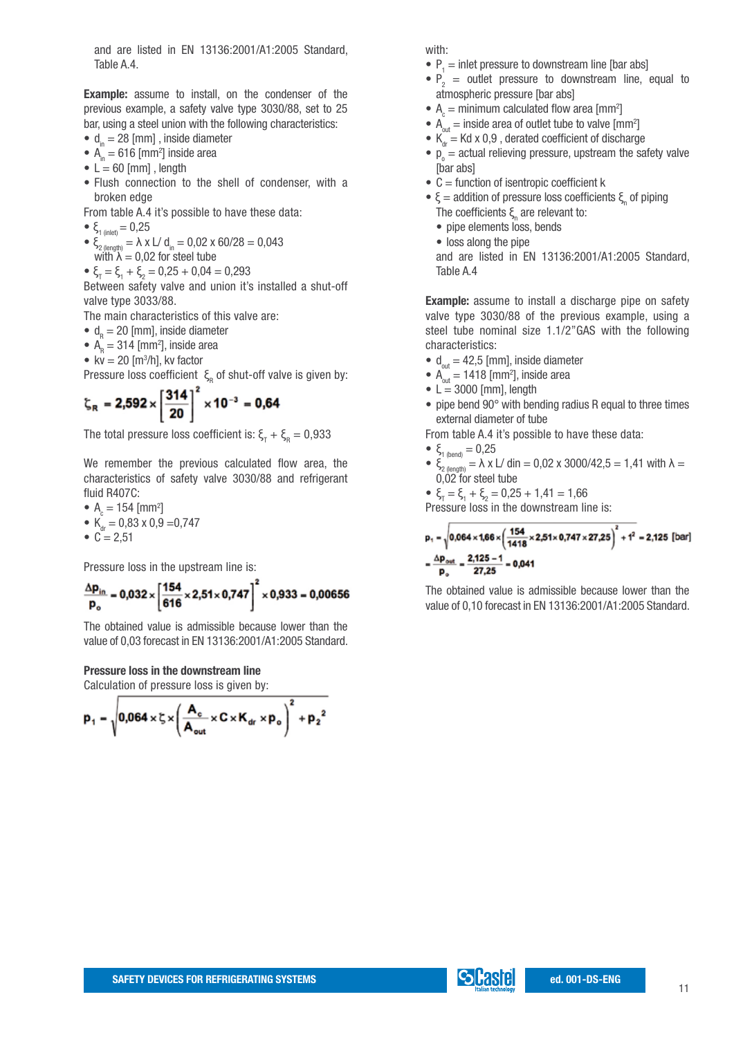and are listed in EN 13136:2001/A1:2005 Standard, Table A.4.

**Example:** assume to install, on the condenser of the previous example, a safety valve type 3030/88, set to 25 bar, using a steel union with the following characteristics:

- $d_{in}$ = 28 [mm] , inside diameter
- $A_{in}$ = 616 [mm$^2$] inside area
- L = 60 [mm] , length
- Flush connection to the shell of condenser, with a broken edge

From table A.4 it's possible to have these data:

- $\xi_{1\ (inlet)}$ = 0,25
- $\xi_{2\ (length)}$ = λ x L/ $d_{in}$ = 0,02 x 60/28 = 0,043
  with λ = 0,02 for steel tube
- $\xi_T = \xi_1 + \xi_2$ = 0,25 + 0,04 = 0,293

Between safety valve and union it's installed a shut-off valve type 3033/88.

The main characteristics of this valve are:

- $d_R$ = 20 [mm], inside diameter
- $A_R$ = 314 [mm$^2$], inside area
- kv = 20 [m$^3$/h], kv factor

Pressure loss coefficient $\xi_R$ of shut-off valve is given by:

$$\xi_R = 2{,}592 \times \left[\frac{314}{20}\right]^2 \times 10^{-3} = 0{,}64$$

The total pressure loss coefficient is: $\xi_T + \xi_R$ = 0,933

We remember the previous calculated flow area, the characteristics of safety valve 3030/88 and refrigerant fluid R407C:

- $A_c$ = 154 [mm$^2$]
- $K_{dr}$ = 0,83 x 0,9 =0,747
- C = 2,51

Pressure loss in the upstream line is:

$$\frac{\Delta p_{in}}{p_o} = 0{,}032 \times \left[\frac{154}{616} \times 2{,}51 \times 0{,}747\right]^2 \times 0{,}933 = 0{,}00656$$

The obtained value is admissible because lower than the value of 0,03 forecast in EN 13136:2001/A1:2005 Standard.

**Pressure loss in the downstream line**

Calculation of pressure loss is given by:

$$p_1 = \sqrt{0{,}064 \times \xi \times \left(\frac{A_c}{A_{out}} \times C \times K_{dr} \times p_o\right)^2 + p_2{}^2}$$

with:

- $P_1$ = inlet pressure to downstream line [bar abs]
- $P_2$ = outlet pressure to downstream line, equal to atmospheric pressure [bar abs]
- $A_c$ = minimum calculated flow area [mm$^2$]
- $A_{out}$ = inside area of outlet tube to valve [mm$^2$]
- $K_{dr}$ = Kd x 0,9 , derated coefficient of discharge
- $p_o$ = actual relieving pressure, upstream the safety valve [bar abs]
- C = function of isentropic coefficient k
- ξ = addition of pressure loss coefficients $\xi_n$ of piping
  The coefficients $\xi_n$ are relevant to:
  - pipe elements loss, bends
  - loss along the pipe

  and are listed in EN 13136:2001/A1:2005 Standard, Table A.4

**Example:** assume to install a discharge pipe on safety valve type 3030/88 of the previous example, using a steel tube nominal size 1.1/2"GAS with the following characteristics:

- $d_{out}$ = 42,5 [mm], inside diameter
- $A_{out}$ = 1418 [mm$^2$], inside area
- L = 3000 [mm], length
- pipe bend 90° with bending radius R equal to three times external diameter of tube

From table A.4 it's possible to have these data:

- $\xi_{1\ (bend)}$ = 0,25
- $\xi_{2\ (length)}$ = λ x L/ din = 0,02 x 3000/42,5 = 1,41 with λ = 0,02 for steel tube
- $\xi_T = \xi_1 + \xi_2$ = 0,25 + 1,41 = 1,66

Pressure loss in the downstream line is:

$$p_1 = \sqrt{0{,}064 \times 1{,}66 \times \left(\frac{154}{1418} \times 2{,}51 \times 0{,}747 \times 27{,}25\right)^2 + 1^2} = 2{,}125 \text{ [bar]}$$

$$= \frac{\Delta p_{out}}{p_o} = \frac{2{,}125 - 1}{27{,}25} = 0{,}041$$

The obtained value is admissible because lower than the value of 0,10 forecast in EN 13136:2001/A1:2005 Standard.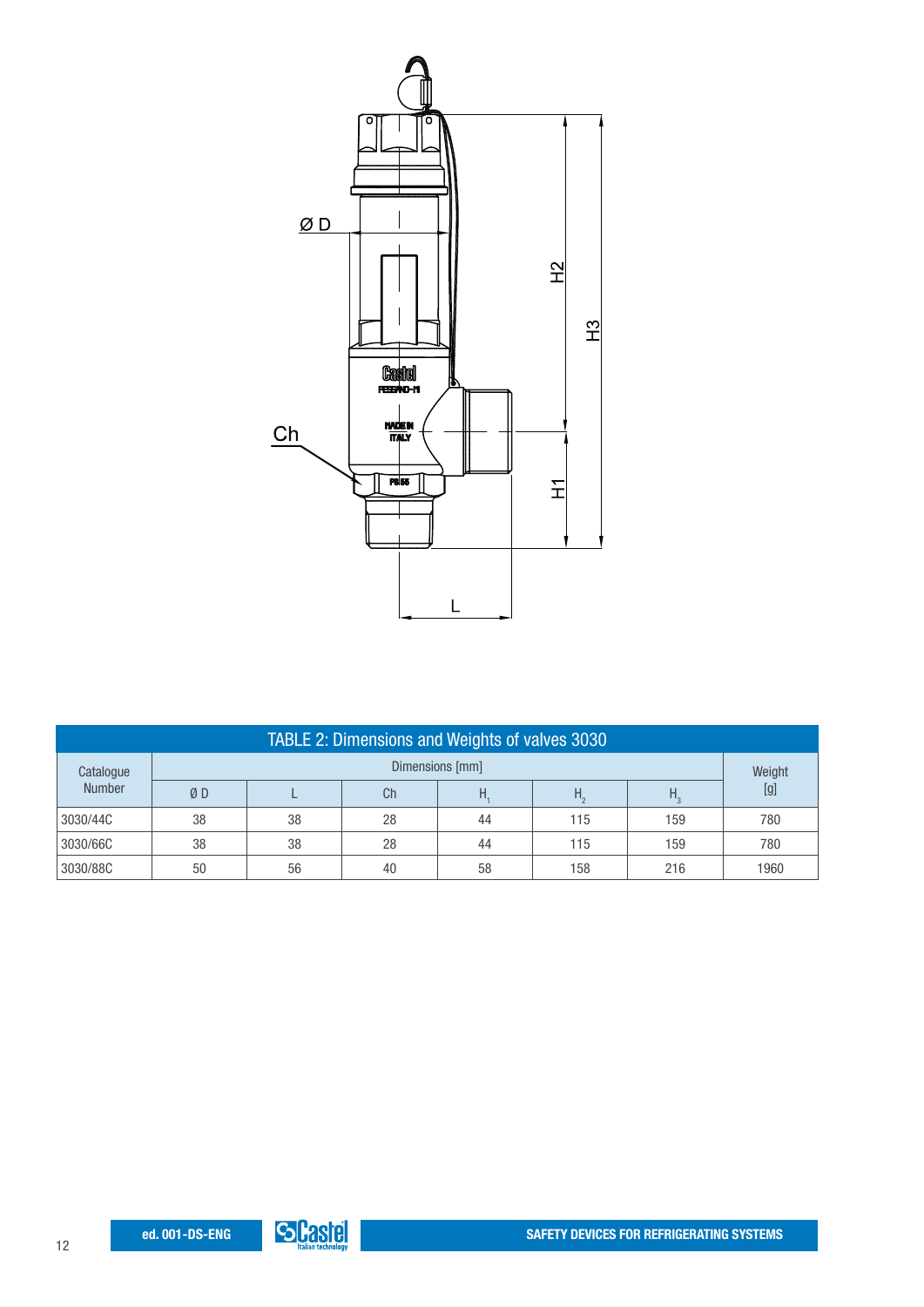TABLE 2: Dimensions and Weights of valves 3030

| Catalogue Number | Dimensions [mm] | | | | | | Weight [g] |
|---|---|---|---|---|---|---|---|
| | Ø D | L | Ch | $H_1$ | $H_2$ | $H_3$ | |
| 3030/44C | 38 | 38 | 28 | 44 | 115 | 159 | 780 |
| 3030/66C | 38 | 38 | 28 | 44 | 115 | 159 | 780 |
| 3030/88C | 50 | 56 | 40 | 58 | 158 | 216 | 1960 |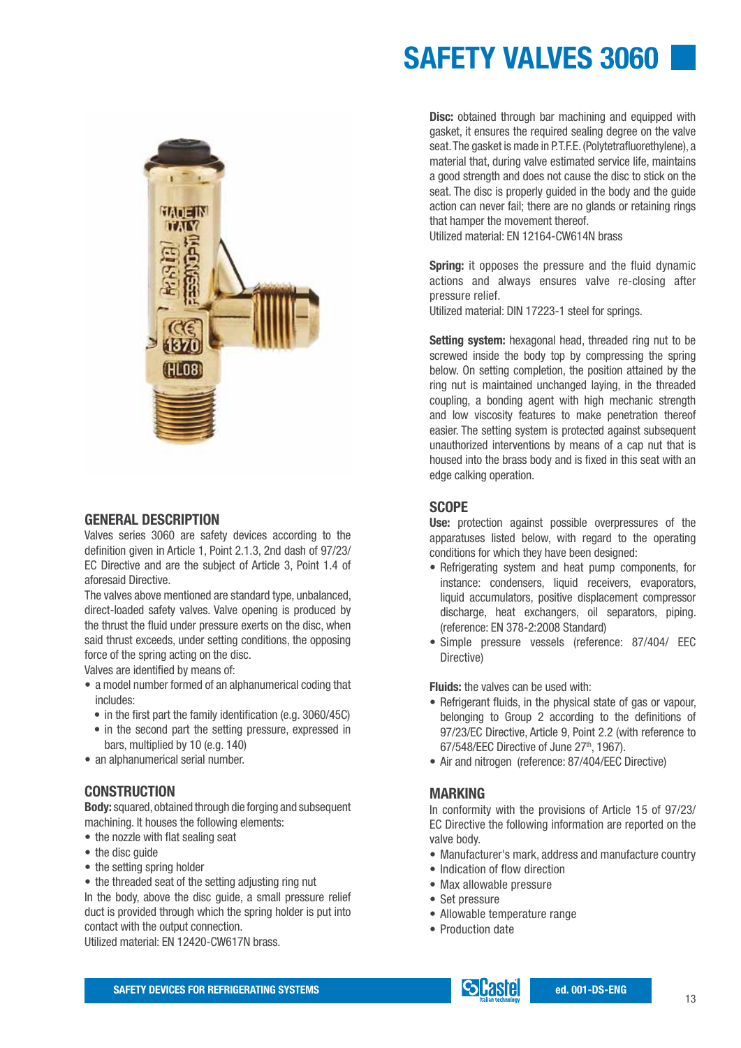# SAFETY VALVES 3060

## GENERAL DESCRIPTION

Valves series 3060 are safety devices according to the definition given in Article 1, Point 2.1.3, 2nd dash of 97/23/EC Directive and are the subject of Article 3, Point 1.4 of aforesaid Directive.

The valves above mentioned are standard type, unbalanced, direct-loaded safety valves. Valve opening is produced by the thrust the fluid under pressure exerts on the disc, when said thrust exceeds, under setting conditions, the opposing force of the spring acting on the disc.

Valves are identified by means of:

- a model number formed of an alphanumerical coding that includes:
  - in the first part the family identification (e.g. 3060/45C)
  - in the second part the setting pressure, expressed in bars, multiplied by 10 (e.g. 140)
- an alphanumerical serial number.

## CONSTRUCTION

**Body:** squared, obtained through die forging and subsequent machining. It houses the following elements:

- the nozzle with flat sealing seat
- the disc guide
- the setting spring holder
- the threaded seat of the setting adjusting ring nut

In the body, above the disc guide, a small pressure relief duct is provided through which the spring holder is put into contact with the output connection.
Utilized material: EN 12420-CW617N brass.

**Disc:** obtained through bar machining and equipped with gasket, it ensures the required sealing degree on the valve seat. The gasket is made in P.T.F.E. (Polytetrafluorethylene), a material that, during valve estimated service life, maintains a good strength and does not cause the disc to stick on the seat. The disc is properly guided in the body and the guide action can never fail; there are no glands or retaining rings that hamper the movement thereof.
Utilized material: EN 12164-CW614N brass

**Spring:** it opposes the pressure and the fluid dynamic actions and always ensures valve re-closing after pressure relief.
Utilized material: DIN 17223-1 steel for springs.

**Setting system:** hexagonal head, threaded ring nut to be screwed inside the body top by compressing the spring below. On setting completion, the position attained by the ring nut is maintained unchanged laying, in the threaded coupling, a bonding agent with high mechanic strength and low viscosity features to make penetration thereof easier. The setting system is protected against subsequent unauthorized interventions by means of a cap nut that is housed into the brass body and is fixed in this seat with an edge calking operation.

## SCOPE

**Use:** protection against possible overpressures of the apparatuses listed below, with regard to the operating conditions for which they have been designed:

- Refrigerating system and heat pump components, for instance: condensers, liquid receivers, evaporators, liquid accumulators, positive displacement compressor discharge, heat exchangers, oil separators, piping. (reference: EN 378-2:2008 Standard)
- Simple pressure vessels (reference: 87/404/ EEC Directive)

**Fluids:** the valves can be used with:

- Refrigerant fluids, in the physical state of gas or vapour, belonging to Group 2 according to the definitions of 97/23/EC Directive, Article 9, Point 2.2 (with reference to 67/548/EEC Directive of June 27th, 1967).
- Air and nitrogen (reference: 87/404/EEC Directive)

## MARKING

In conformity with the provisions of Article 15 of 97/23/EC Directive the following information are reported on the valve body.

- Manufacturer's mark, address and manufacture country
- Indication of flow direction
- Max allowable pressure
- Set pressure
- Allowable temperature range
- Production date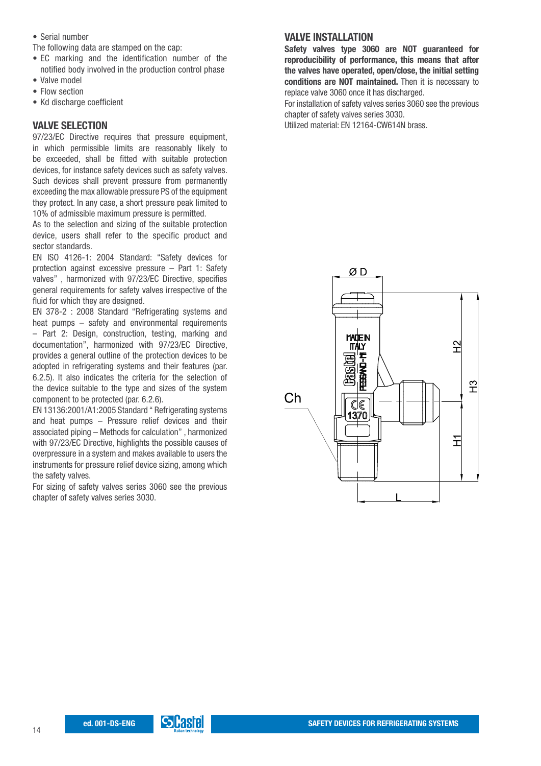- Serial number

The following data are stamped on the cap:

- EC marking and the identification number of the notified body involved in the production control phase
- Valve model
- Flow section
- Kd discharge coefficient

## VALVE SELECTION

97/23/EC Directive requires that pressure equipment, in which permissible limits are reasonably likely to be exceeded, shall be fitted with suitable protection devices, for instance safety devices such as safety valves. Such devices shall prevent pressure from permanently exceeding the max allowable pressure PS of the equipment they protect. In any case, a short pressure peak limited to 10% of admissible maximum pressure is permitted.

As to the selection and sizing of the suitable protection device, users shall refer to the specific product and sector standards.

EN ISO 4126-1: 2004 Standard: "Safety devices for protection against excessive pressure – Part 1: Safety valves" , harmonized with 97/23/EC Directive, specifies general requirements for safety valves irrespective of the fluid for which they are designed.

EN 378-2 : 2008 Standard "Refrigerating systems and heat pumps – safety and environmental requirements – Part 2: Design, construction, testing, marking and documentation", harmonized with 97/23/EC Directive, provides a general outline of the protection devices to be adopted in refrigerating systems and their features (par. 6.2.5). It also indicates the criteria for the selection of the device suitable to the type and sizes of the system component to be protected (par. 6.2.6).

EN 13136:2001/A1:2005 Standard " Refrigerating systems and heat pumps – Pressure relief devices and their associated piping – Methods for calculation" , harmonized with 97/23/EC Directive, highlights the possible causes of overpressure in a system and makes available to users the instruments for pressure relief device sizing, among which the safety valves.

For sizing of safety valves series 3060 see the previous chapter of safety valves series 3030.

## VALVE INSTALLATION

**Safety valves type 3060 are NOT guaranteed for reproducibility of performance, this means that after the valves have operated, open/close, the initial setting conditions are NOT maintained.** Then it is necessary to replace valve 3060 once it has discharged.

For installation of safety valves series 3060 see the previous chapter of safety valves series 3030.

Utilized material: EN 12164-CW614N brass.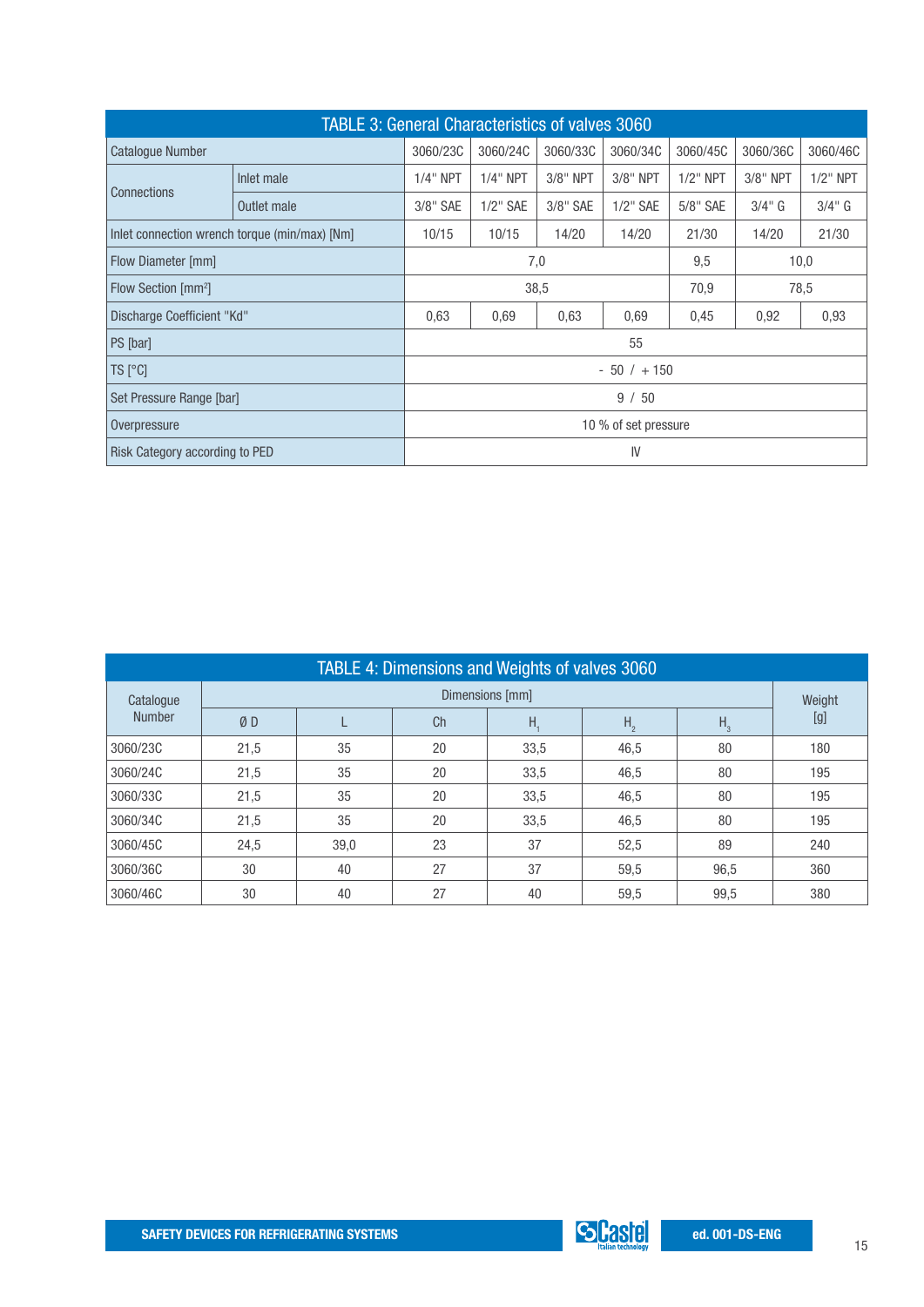## TABLE 3: General Characteristics of valves 3060

| Catalogue Number | | 3060/23C | 3060/24C | 3060/33C | 3060/34C | 3060/45C | 3060/36C | 3060/46C |
|---|---|---|---|---|---|---|---|---|
| Connections | Inlet male | 1/4" NPT | 1/4" NPT | 3/8" NPT | 3/8" NPT | 1/2" NPT | 3/8" NPT | 1/2" NPT |
| | Outlet male | 3/8" SAE | 1/2" SAE | 3/8" SAE | 1/2" SAE | 5/8" SAE | 3/4" G | 3/4" G |
| Inlet connection wrench torque (min/max) [Nm] | | 10/15 | 10/15 | 14/20 | 14/20 | 21/30 | 14/20 | 21/30 |
| Flow Diameter [mm] | | 7,0 | | | | 9,5 | 10,0 | |
| Flow Section [mm²] | | 38,5 | | | | 70,9 | 78,5 | |
| Discharge Coefficient "Kd" | | 0,63 | 0,69 | 0,63 | 0,69 | 0,45 | 0,92 | 0,93 |
| PS [bar] | | 55 | | | | | | |
| TS [°C] | | - 50 / + 150 | | | | | | |
| Set Pressure Range [bar] | | 9 / 50 | | | | | | |
| Overpressure | | 10 % of set pressure | | | | | | |
| Risk Category according to PED | | IV | | | | | | |

## TABLE 4: Dimensions and Weights of valves 3060

| Catalogue Number | Dimensions [mm] | | | | | | Weight [g] |
|---|---|---|---|---|---|---|---|
| | Ø D | L | Ch | $H_1$ | $H_2$ | $H_3$ | |
| 3060/23C | 21,5 | 35 | 20 | 33,5 | 46,5 | 80 | 180 |
| 3060/24C | 21,5 | 35 | 20 | 33,5 | 46,5 | 80 | 195 |
| 3060/33C | 21,5 | 35 | 20 | 33,5 | 46,5 | 80 | 195 |
| 3060/34C | 21,5 | 35 | 20 | 33,5 | 46,5 | 80 | 195 |
| 3060/45C | 24,5 | 39,0 | 23 | 37 | 52,5 | 89 | 240 |
| 3060/36C | 30 | 40 | 27 | 37 | 59,5 | 96,5 | 360 |
| 3060/46C | 30 | 40 | 27 | 40 | 59,5 | 99,5 | 380 |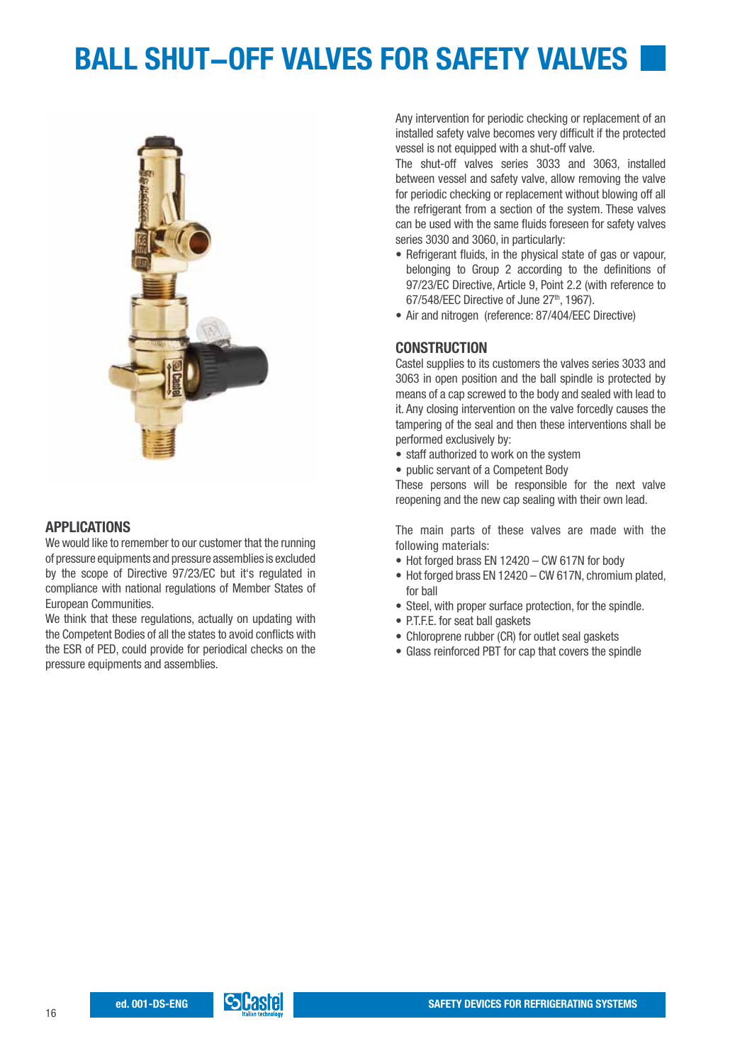# BALL SHUT–OFF VALVES FOR SAFETY VALVES

## APPLICATIONS

We would like to remember to our customer that the running of pressure equipments and pressure assemblies is excluded by the scope of Directive 97/23/EC but it's regulated in compliance with national regulations of Member States of European Communities.

We think that these regulations, actually on updating with the Competent Bodies of all the states to avoid conflicts with the ESR of PED, could provide for periodical checks on the pressure equipments and assemblies.

Any intervention for periodic checking or replacement of an installed safety valve becomes very difficult if the protected vessel is not equipped with a shut-off valve.

The shut-off valves series 3033 and 3063, installed between vessel and safety valve, allow removing the valve for periodic checking or replacement without blowing off all the refrigerant from a section of the system. These valves can be used with the same fluids foreseen for safety valves series 3030 and 3060, in particularly:

- Refrigerant fluids, in the physical state of gas or vapour, belonging to Group 2 according to the definitions of 97/23/EC Directive, Article 9, Point 2.2 (with reference to 67/548/EEC Directive of June 27th, 1967).
- Air and nitrogen (reference: 87/404/EEC Directive)

## CONSTRUCTION

Castel supplies to its customers the valves series 3033 and 3063 in open position and the ball spindle is protected by means of a cap screwed to the body and sealed with lead to it. Any closing intervention on the valve forcedly causes the tampering of the seal and then these interventions shall be performed exclusively by:

- staff authorized to work on the system
- public servant of a Competent Body

These persons will be responsible for the next valve reopening and the new cap sealing with their own lead.

The main parts of these valves are made with the following materials:

- Hot forged brass EN 12420 – CW 617N for body
- Hot forged brass EN 12420 – CW 617N, chromium plated, for ball
- Steel, with proper surface protection, for the spindle.
- P.T.F.E. for seat ball gaskets
- Chloroprene rubber (CR) for outlet seal gaskets
- Glass reinforced PBT for cap that covers the spindle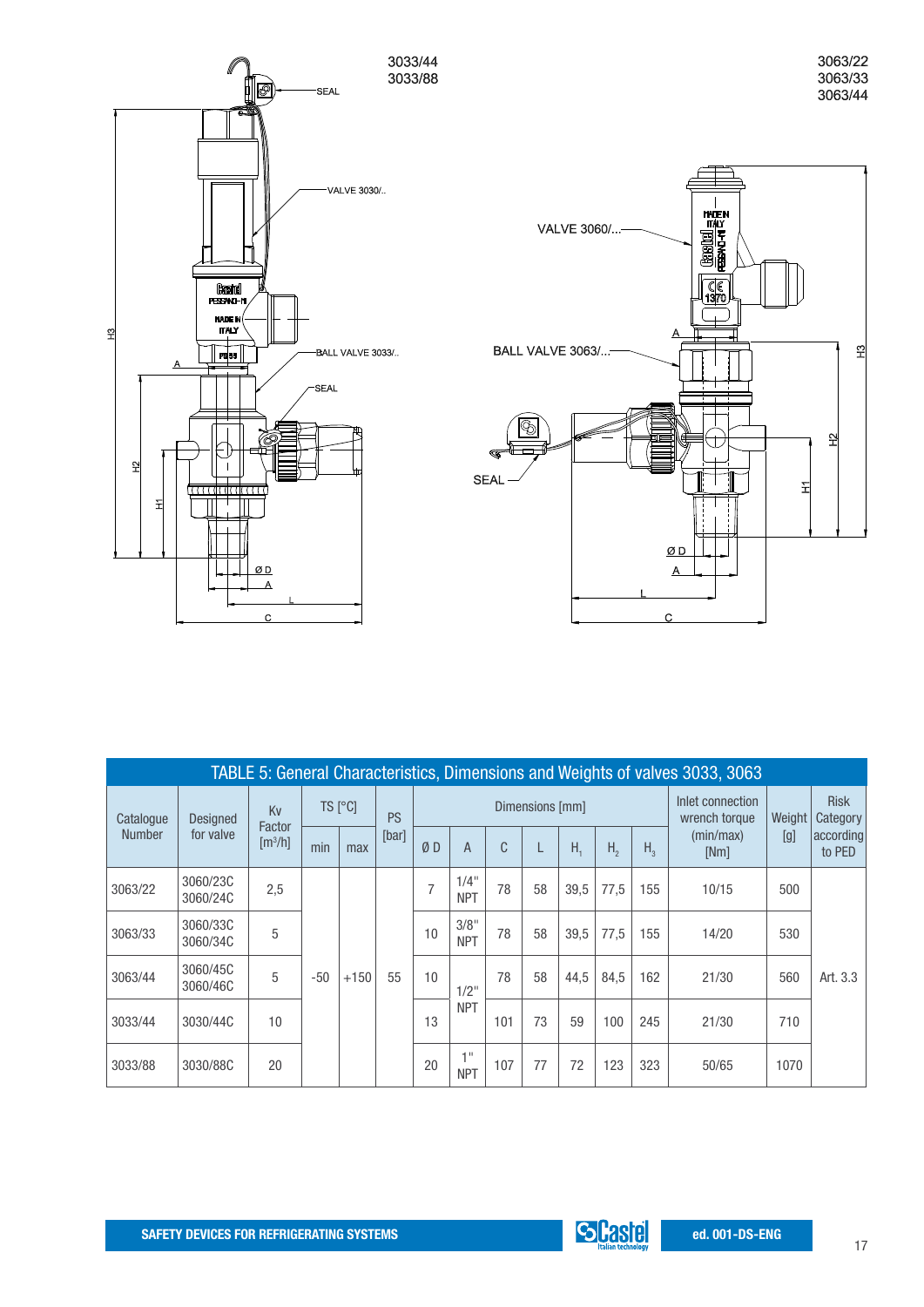3033/44
3033/88

3063/22
3063/33
3063/44

SEAL

VALVE 3030/..

BALL VALVE 3033/..

SEAL

VALVE 3060/...

BALL VALVE 3063/...

SEAL

| TABLE 5: General Characteristics, Dimensions and Weights of valves 3033, 3063 | | | | | | | | | | | | | | | | |
|---|---|---|---|---|---|---|---|---|---|---|---|---|---|---|---|---|
| Catalogue Number | Designed for valve | Kv Factor [m³/h] | TS [°C] | | PS [bar] | Dimensions [mm] | | | | | | | Inlet connection wrench torque (min/max) [Nm] | Weight [g] | Risk Category according to PED |
| | | | min | max | | Ø D | A | C | L | $H_1$ | $H_2$ | $H_3$ | | | |
| 3063/22 | 3060/23C 3060/24C | 2,5 | -50 | +150 | 55 | 7 | 1/4" NPT | 78 | 58 | 39,5 | 77,5 | 155 | 10/15 | 500 | Art. 3.3 |
| 3063/33 | 3060/33C 3060/34C | 5 | | | | 10 | 3/8" NPT | 78 | 58 | 39,5 | 77,5 | 155 | 14/20 | 530 | |
| 3063/44 | 3060/45C 3060/46C | 5 | | | | 10 | 1/2" NPT | 78 | 58 | 44,5 | 84,5 | 162 | 21/30 | 560 | |
| 3033/44 | 3030/44C | 10 | | | | 13 | | 101 | 73 | 59 | 100 | 245 | 21/30 | 710 | |
| 3033/88 | 3030/88C | 20 | | | | 20 | 1" NPT | 107 | 77 | 72 | 123 | 323 | 50/65 | 1070 | |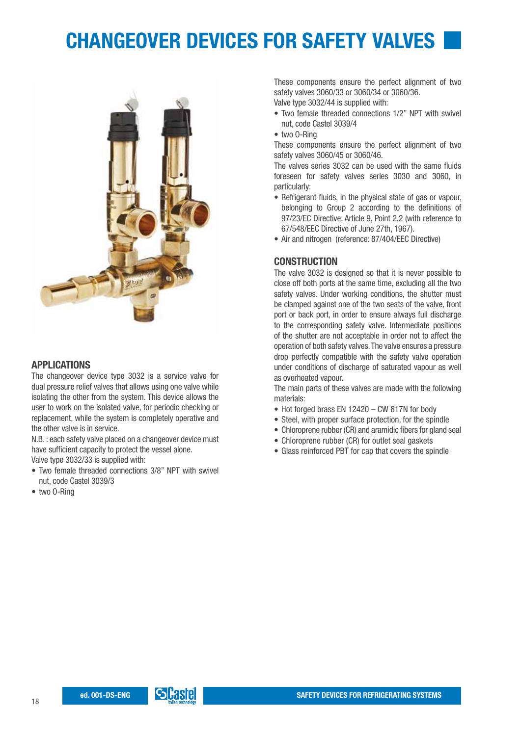# CHANGEOVER DEVICES FOR SAFETY VALVES

## APPLICATIONS

The changeover device type 3032 is a service valve for dual pressure relief valves that allows using one valve while isolating the other from the system. This device allows the user to work on the isolated valve, for periodic checking or replacement, while the system is completely operative and the other valve is in service.

N.B. : each safety valve placed on a changeover device must have sufficient capacity to protect the vessel alone.

Valve type 3032/33 is supplied with:

- Two female threaded connections 3/8" NPT with swivel nut, code Castel 3039/3
- two O-Ring

These components ensure the perfect alignment of two safety valves 3060/33 or 3060/34 or 3060/36.

Valve type 3032/44 is supplied with:

- Two female threaded connections 1/2" NPT with swivel nut, code Castel 3039/4
- two O-Ring

These components ensure the perfect alignment of two safety valves 3060/45 or 3060/46.

The valves series 3032 can be used with the same fluids foreseen for safety valves series 3030 and 3060, in particularly:

- Refrigerant fluids, in the physical state of gas or vapour, belonging to Group 2 according to the definitions of 97/23/EC Directive, Article 9, Point 2.2 (with reference to 67/548/EEC Directive of June 27th, 1967).
- Air and nitrogen (reference: 87/404/EEC Directive)

## CONSTRUCTION

The valve 3032 is designed so that it is never possible to close off both ports at the same time, excluding all the two safety valves. Under working conditions, the shutter must be clamped against one of the two seats of the valve, front port or back port, in order to ensure always full discharge to the corresponding safety valve. Intermediate positions of the shutter are not acceptable in order not to affect the operation of both safety valves. The valve ensures a pressure drop perfectly compatible with the safety valve operation under conditions of discharge of saturated vapour as well as overheated vapour.

The main parts of these valves are made with the following materials:

- Hot forged brass EN 12420 – CW 617N for body
- Steel, with proper surface protection, for the spindle
- Chloroprene rubber (CR) and aramidic fibers for gland seal
- Chloroprene rubber (CR) for outlet seal gaskets
- Glass reinforced PBT for cap that covers the spindle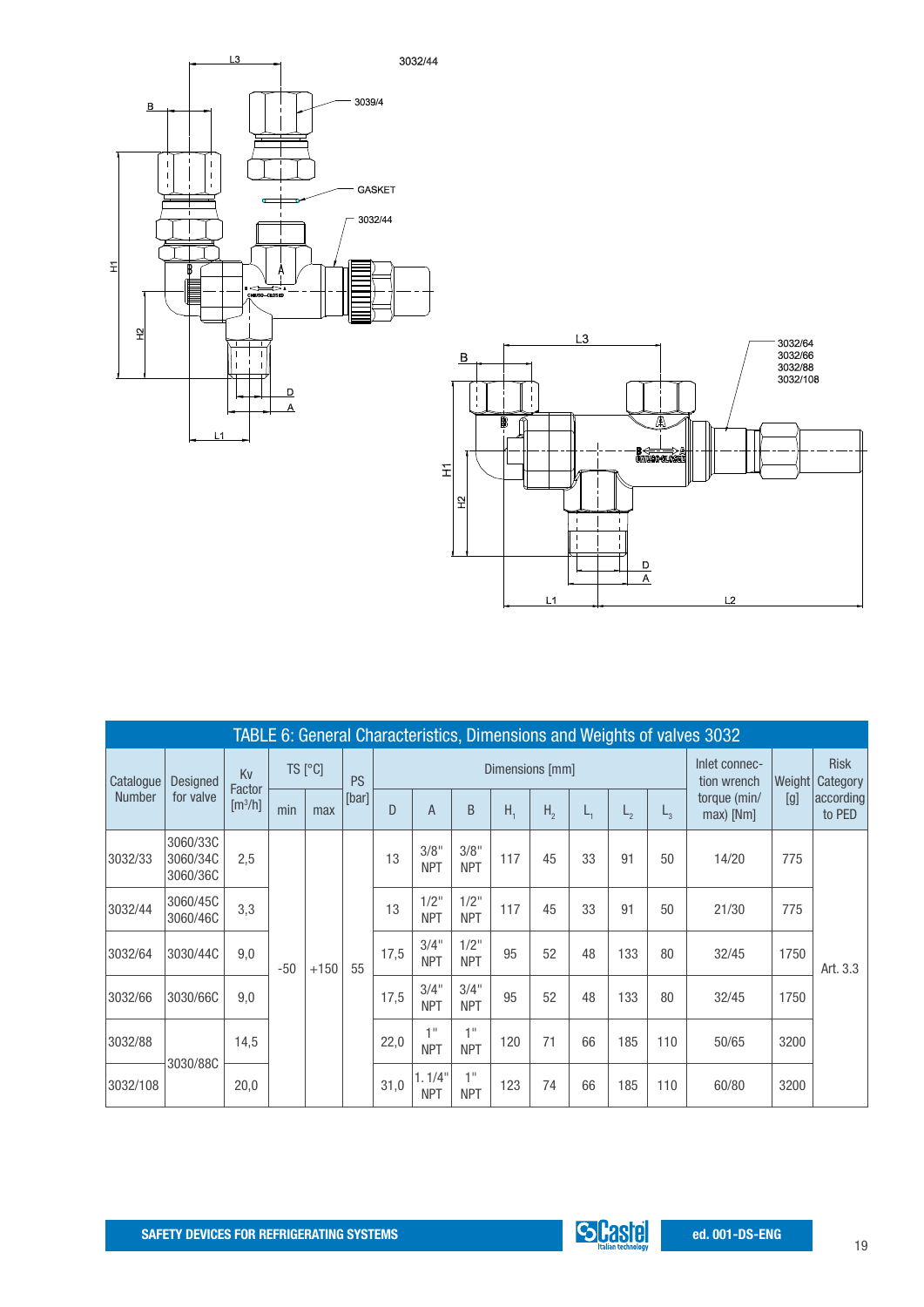TABLE 6: General Characteristics, Dimensions and Weights of valves 3032

| Catalogue Number | Designed for valve | Kv Factor [m³/h] | TS [°C] | | PS [bar] | Dimensions [mm] | | | | | | | | Inlet connection wrench torque (min/max) [Nm] | Weight [g] | Risk Category according to PED |
|---|---|---|---|---|---|---|---|---|---|---|---|---|---|---|---|---|
| | | | min | max | | D | A | B | $H_1$ | $H_2$ | $L_1$ | $L_2$ | $L_3$ | | | |
| 3032/33 | 3060/33C 3060/34C 3060/36C | 2,5 | -50 | +150 | 55 | 13 | 3/8" NPT | 3/8" NPT | 117 | 45 | 33 | 91 | 50 | 14/20 | 775 | Art. 3.3 |
| 3032/44 | 3060/45C 3060/46C | 3,3 | | | | 13 | 1/2" NPT | 1/2" NPT | 117 | 45 | 33 | 91 | 50 | 21/30 | 775 | |
| 3032/64 | 3030/44C | 9,0 | | | | 17,5 | 3/4" NPT | 1/2" NPT | 95 | 52 | 48 | 133 | 80 | 32/45 | 1750 | |
| 3032/66 | 3030/66C | 9,0 | | | | 17,5 | 3/4" NPT | 3/4" NPT | 95 | 52 | 48 | 133 | 80 | 32/45 | 1750 | |
| 3032/88 | 3030/88C | 14,5 | | | | 22,0 | 1" NPT | 1" NPT | 120 | 71 | 66 | 185 | 110 | 50/65 | 3200 | |
| 3032/108 | | 20,0 | | | | 31,0 | 1.1/4" NPT | 1" NPT | 123 | 74 | 66 | 185 | 110 | 60/80 | 3200 | |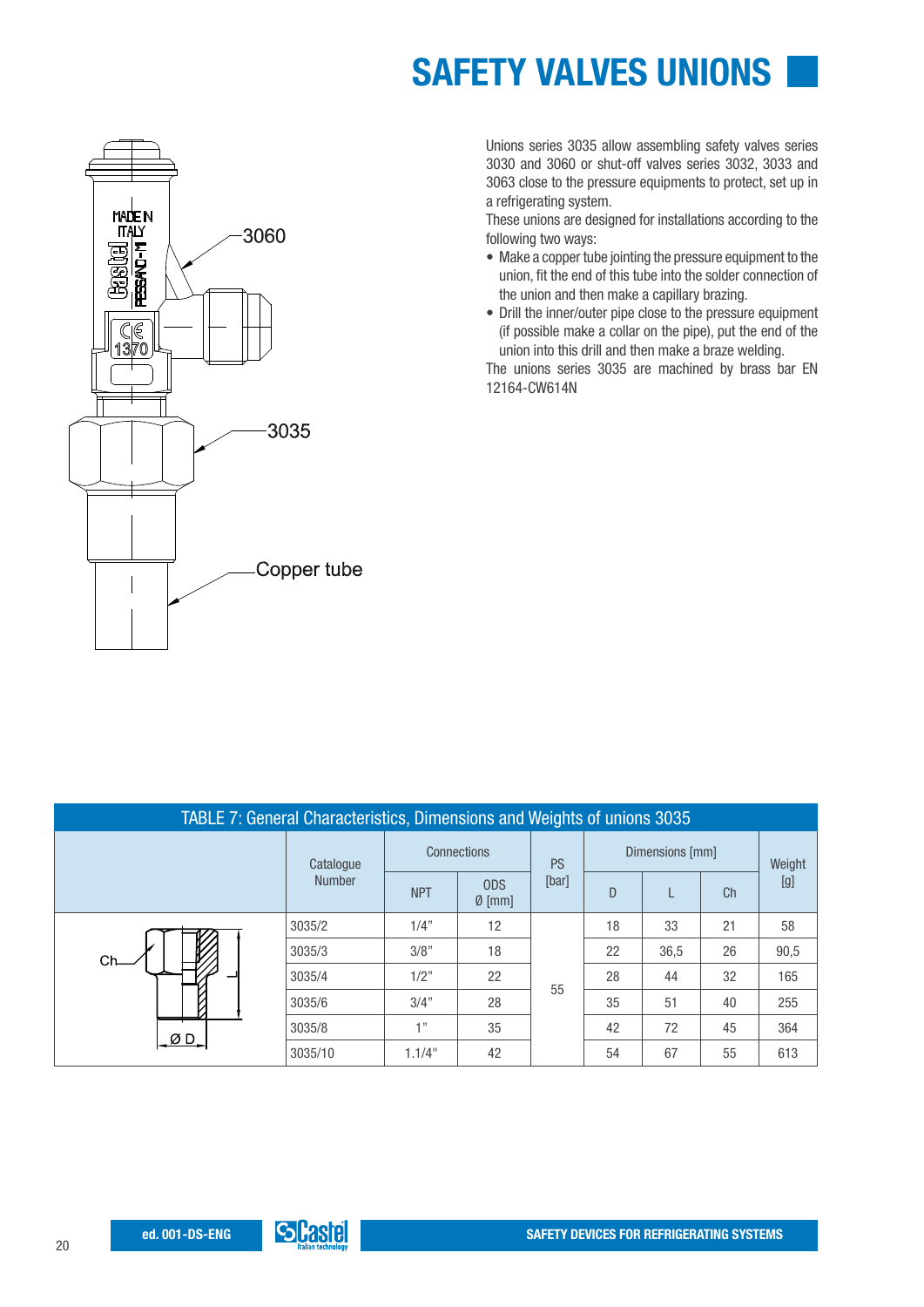# SAFETY VALVES UNIONS

Unions series 3035 allow assembling safety valves series 3030 and 3060 or shut-off valves series 3032, 3033 and 3063 close to the pressure equipments to protect, set up in a refrigerating system.

These unions are designed for installations according to the following two ways:

- Make a copper tube jointing the pressure equipment to the union, fit the end of this tube into the solder connection of the union and then make a capillary brazing.
- Drill the inner/outer pipe close to the pressure equipment (if possible make a collar on the pipe), put the end of the union into this drill and then make a braze welding.

The unions series 3035 are machined by brass bar EN 12164-CW614N

TABLE 7: General Characteristics, Dimensions and Weights of unions 3035

| Catalogue Number | Connections | | PS [bar] | Dimensions [mm] | | | Weight [g] |
|---|---|---|---|---|---|---|---|
| | NPT | ODS Ø [mm] | | D | L | Ch | |
| 3035/2 | 1/4" | 12 | 55 | 18 | 33 | 21 | 58 |
| 3035/3 | 3/8" | 18 | 55 | 22 | 36,5 | 26 | 90,5 |
| 3035/4 | 1/2" | 22 | 55 | 28 | 44 | 32 | 165 |
| 3035/6 | 3/4" | 28 | 55 | 35 | 51 | 40 | 255 |
| 3035/8 | 1" | 35 | 55 | 42 | 72 | 45 | 364 |
| 3035/10 | 1.1/4" | 42 | 55 | 54 | 67 | 55 | 613 |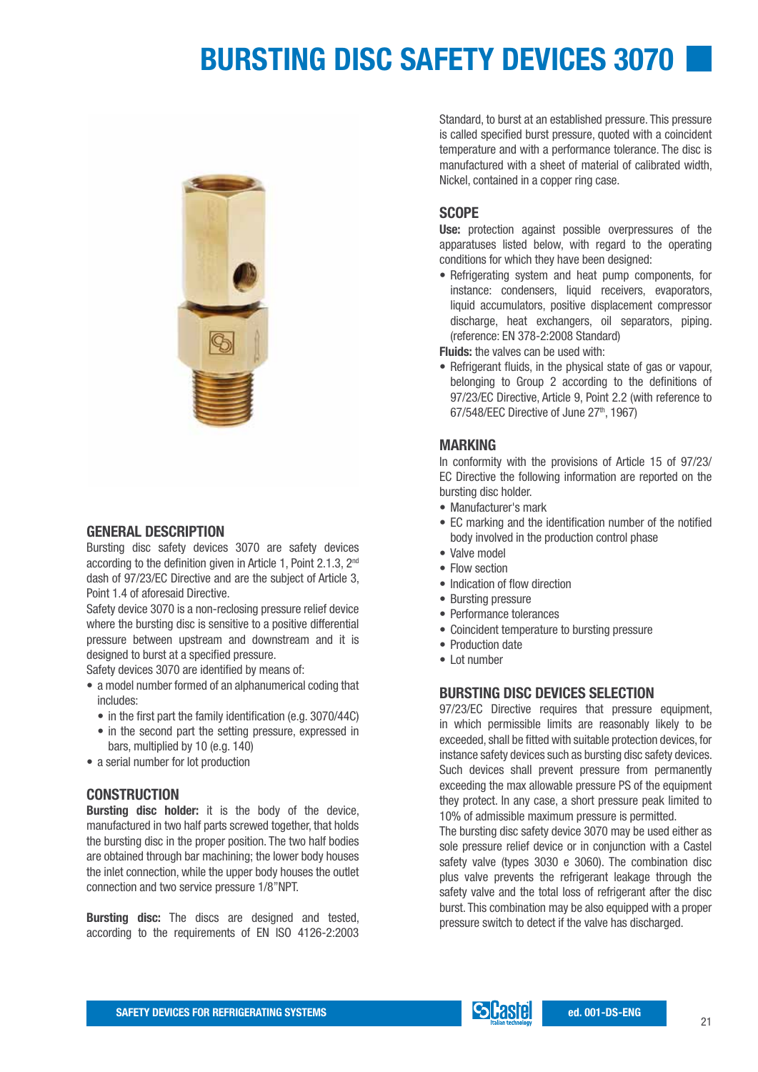# BURSTING DISC SAFETY DEVICES 3070

## GENERAL DESCRIPTION

Bursting disc safety devices 3070 are safety devices according to the definition given in Article 1, Point 2.1.3, 2nd dash of 97/23/EC Directive and are the subject of Article 3, Point 1.4 of aforesaid Directive.

Safety device 3070 is a non-reclosing pressure relief device where the bursting disc is sensitive to a positive differential pressure between upstream and downstream and it is designed to burst at a specified pressure.

Safety devices 3070 are identified by means of:

- a model number formed of an alphanumerical coding that includes:
  - in the first part the family identification (e.g. 3070/44C)
  - in the second part the setting pressure, expressed in bars, multiplied by 10 (e.g. 140)
- a serial number for lot production

## CONSTRUCTION

**Bursting disc holder:** it is the body of the device, manufactured in two half parts screwed together, that holds the bursting disc in the proper position. The two half bodies are obtained through bar machining; the lower body houses the inlet connection, while the upper body houses the outlet connection and two service pressure 1/8"NPT.

**Bursting disc:** The discs are designed and tested, according to the requirements of EN ISO 4126-2:2003 Standard, to burst at an established pressure. This pressure is called specified burst pressure, quoted with a coincident temperature and with a performance tolerance. The disc is manufactured with a sheet of material of calibrated width, Nickel, contained in a copper ring case.

## SCOPE

**Use:** protection against possible overpressures of the apparatuses listed below, with regard to the operating conditions for which they have been designed:

- Refrigerating system and heat pump components, for instance: condensers, liquid receivers, evaporators, liquid accumulators, positive displacement compressor discharge, heat exchangers, oil separators, piping. (reference: EN 378-2:2008 Standard)

**Fluids:** the valves can be used with:

- Refrigerant fluids, in the physical state of gas or vapour, belonging to Group 2 according to the definitions of 97/23/EC Directive, Article 9, Point 2.2 (with reference to 67/548/EEC Directive of June 27th, 1967)

## MARKING

In conformity with the provisions of Article 15 of 97/23/EC Directive the following information are reported on the bursting disc holder.

- Manufacturer's mark
- EC marking and the identification number of the notified body involved in the production control phase
- Valve model
- Flow section
- Indication of flow direction
- Bursting pressure
- Performance tolerances
- Coincident temperature to bursting pressure
- Production date
- Lot number

## BURSTING DISC DEVICES SELECTION

97/23/EC Directive requires that pressure equipment, in which permissible limits are reasonably likely to be exceeded, shall be fitted with suitable protection devices, for instance safety devices such as bursting disc safety devices. Such devices shall prevent pressure from permanently exceeding the max allowable pressure PS of the equipment they protect. In any case, a short pressure peak limited to 10% of admissible maximum pressure is permitted.

The bursting disc safety device 3070 may be used either as sole pressure relief device or in conjunction with a Castel safety valve (types 3030 e 3060). The combination disc plus valve prevents the refrigerant leakage through the safety valve and the total loss of refrigerant after the disc burst. This combination may be also equipped with a proper pressure switch to detect if the valve has discharged.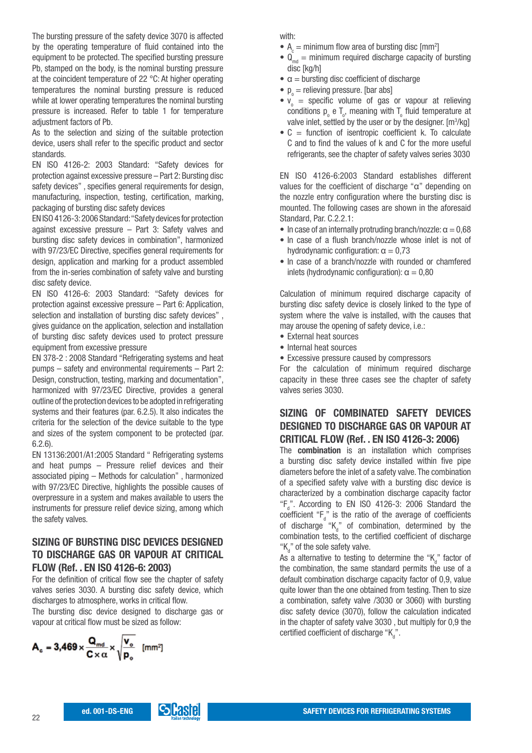The bursting pressure of the safety device 3070 is affected by the operating temperature of fluid contained into the equipment to be protected. The specified bursting pressure Pb, stamped on the body, is the nominal bursting pressure at the coincident temperature of 22 °C: At higher operating temperatures the nominal bursting pressure is reduced while at lower operating temperatures the nominal bursting pressure is increased. Refer to table 1 for temperature adjustment factors of Pb.

As to the selection and sizing of the suitable protection device, users shall refer to the specific product and sector standards.

EN ISO 4126-2: 2003 Standard: "Safety devices for protection against excessive pressure – Part 2: Bursting disc safety devices" , specifies general requirements for design, manufacturing, inspection, testing, certification, marking, packaging of bursting disc safety devices

EN ISO 4126-3: 2006 Standard: "Safety devices for protection against excessive pressure – Part 3: Safety valves and bursting disc safety devices in combination", harmonized with 97/23/EC Directive, specifies general requirements for design, application and marking for a product assembled from the in-series combination of safety valve and bursting disc safety device.

EN ISO 4126-6: 2003 Standard: "Safety devices for protection against excessive pressure – Part 6: Application, selection and installation of bursting disc safety devices" , gives guidance on the application, selection and installation of bursting disc safety devices used to protect pressure equipment from excessive pressure

EN 378-2 : 2008 Standard "Refrigerating systems and heat pumps – safety and environmental requirements – Part 2: Design, construction, testing, marking and documentation", harmonized with 97/23/EC Directive, provides a general outline of the protection devices to be adopted in refrigerating systems and their features (par. 6.2.5). It also indicates the criteria for the selection of the device suitable to the type and sizes of the system component to be protected (par. 6.2.6).

EN 13136:2001/A1:2005 Standard " Refrigerating systems and heat pumps – Pressure relief devices and their associated piping – Methods for calculation" , harmonized with 97/23/EC Directive, highlights the possible causes of overpressure in a system and makes available to users the instruments for pressure relief device sizing, among which the safety valves.

## SIZING OF BURSTING DISC DEVICES DESIGNED TO DISCHARGE GAS OR VAPOUR AT CRITICAL FLOW (Ref. . EN ISO 4126-6: 2003)

For the definition of critical flow see the chapter of safety valves series 3030. A bursting disc safety device, which discharges to atmosphere, works in critical flow.

The bursting disc device designed to discharge gas or vapour at critical flow must be sized as follow:

$$A_c = 3{,}469 \times \frac{Q_{md}}{C \times \alpha} \times \sqrt{\frac{v_o}{p_o}} \quad [mm^2]$$

with:

- $A_c$ = minimum flow area of bursting disc [mm²]
- $Q_{md}$ = minimum required discharge capacity of bursting disc [kg/h]
- $\alpha$ = bursting disc coefficient of discharge
- $p_o$ = relieving pressure. [bar abs]
- $v_o$ = specific volume of gas or vapour at relieving conditions $p_o$ e $T_o$, meaning with $T_o$ fluid temperature at valve inlet, settled by the user or by the designer. [m³/kg]
- C = function of isentropic coefficient k. To calculate C and to find the values of k and C for the more useful refrigerants, see the chapter of safety valves series 3030

EN ISO 4126-6:2003 Standard establishes different values for the coefficient of discharge "$\alpha$" depending on the nozzle entry configuration where the bursting disc is mounted. The following cases are shown in the aforesaid Standard, Par. C.2.2.1:

- In case of an internally protruding branch/nozzle: $\alpha = 0{,}68$
- In case of a flush branch/nozzle whose inlet is not of hydrodynamic configuration: $\alpha = 0{,}73$
- In case of a branch/nozzle with rounded or chamfered inlets (hydrodynamic configuration): $\alpha = 0{,}80$

Calculation of minimum required discharge capacity of bursting disc safety device is closely linked to the type of system where the valve is installed, with the causes that may arouse the opening of safety device, i.e.:

- External heat sources
- Internal heat sources
- Excessive pressure caused by compressors

For the calculation of minimum required discharge capacity in these three cases see the chapter of safety valves series 3030.

## SIZING OF COMBINATED SAFETY DEVICES DESIGNED TO DISCHARGE GAS OR VAPOUR AT CRITICAL FLOW (Ref. . EN ISO 4126-3: 2006)

The **combination** is an installation which comprises a bursting disc safety device installed within five pipe diameters before the inlet of a safety valve. The combination of a specified safety valve with a bursting disc device is characterized by a combination discharge capacity factor "$F_d$". According to EN ISO 4126-3: 2006 Standard the coefficient "$F_d$" is the ratio of the average of coefficients of discharge "$K_d$" of combination, determined by the combination tests, to the certified coefficient of discharge "$K_d$" of the sole safety valve.

As a alternative to testing to determine the "$K_d$" factor of the combination, the same standard permits the use of a default combination discharge capacity factor of 0,9, value quite lower than the one obtained from testing. Then to size a combination, safety valve /3030 or 3060) with bursting disc safety device (3070), follow the calculation indicated in the chapter of safety valve 3030 , but multiply for 0,9 the certified coefficient of discharge "$K_d$".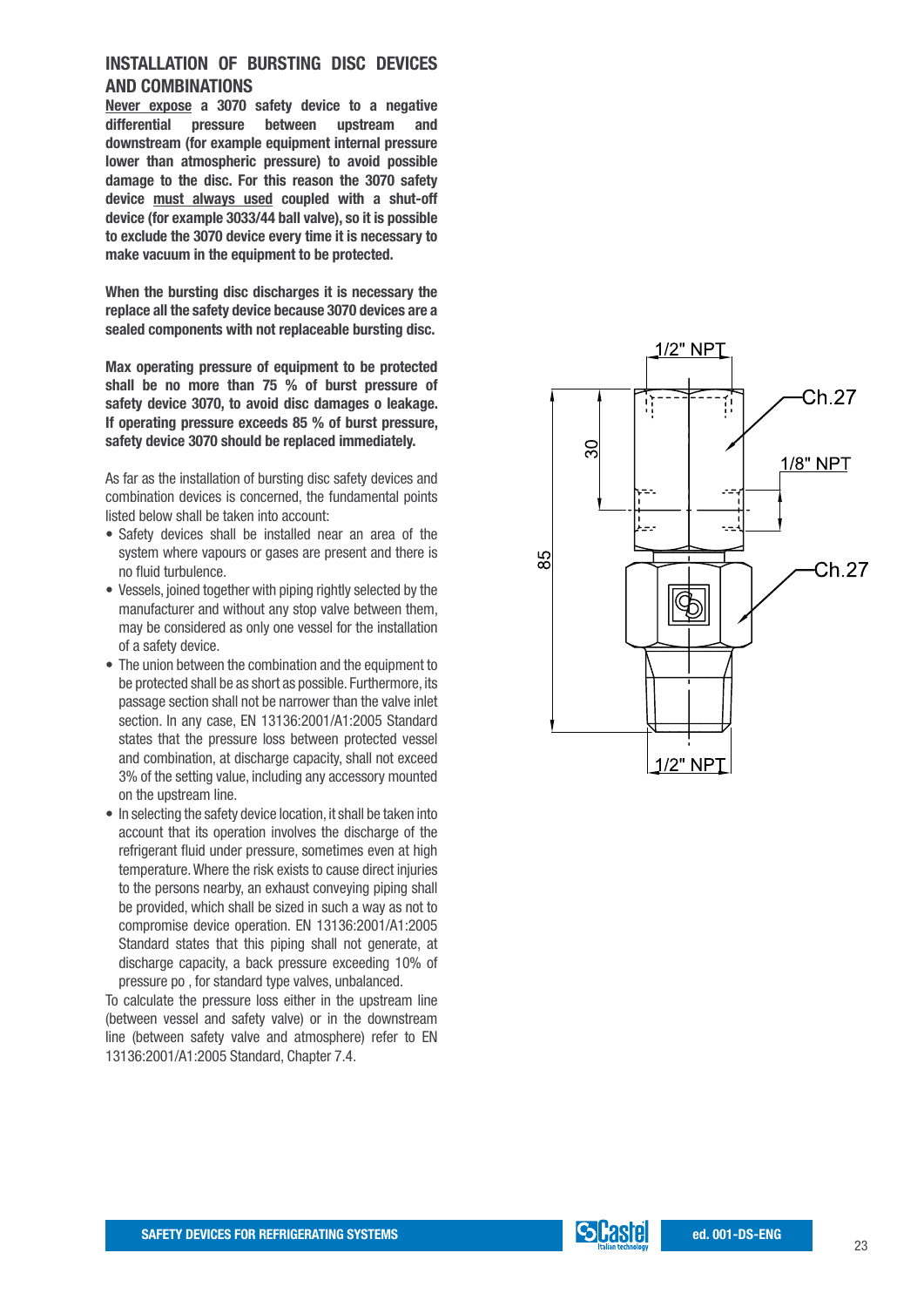## INSTALLATION OF BURSTING DISC DEVICES AND COMBINATIONS

**Never expose a 3070 safety device to a negative differential pressure between upstream and downstream (for example equipment internal pressure lower than atmospheric pressure) to avoid possible damage to the disc. For this reason the 3070 safety device must always used coupled with a shut-off device (for example 3033/44 ball valve), so it is possible to exclude the 3070 device every time it is necessary to make vacuum in the equipment to be protected.**

**When the bursting disc discharges it is necessary the replace all the safety device because 3070 devices are a sealed components with not replaceable bursting disc.**

**Max operating pressure of equipment to be protected shall be no more than 75 % of burst pressure of safety device 3070, to avoid disc damages o leakage. If operating pressure exceeds 85 % of burst pressure, safety device 3070 should be replaced immediately.**

As far as the installation of bursting disc safety devices and combination devices is concerned, the fundamental points listed below shall be taken into account:

- Safety devices shall be installed near an area of the system where vapours or gases are present and there is no fluid turbulence.
- Vessels, joined together with piping rightly selected by the manufacturer and without any stop valve between them, may be considered as only one vessel for the installation of a safety device.
- The union between the combination and the equipment to be protected shall be as short as possible. Furthermore, its passage section shall not be narrower than the valve inlet section. In any case, EN 13136:2001/A1:2005 Standard states that the pressure loss between protected vessel and combination, at discharge capacity, shall not exceed 3% of the setting value, including any accessory mounted on the upstream line.
- In selecting the safety device location, it shall be taken into account that its operation involves the discharge of the refrigerant fluid under pressure, sometimes even at high temperature. Where the risk exists to cause direct injuries to the persons nearby, an exhaust conveying piping shall be provided, which shall be sized in such a way as not to compromise device operation. EN 13136:2001/A1:2005 Standard states that this piping shall not generate, at discharge capacity, a back pressure exceeding 10% of pressure po , for standard type valves, unbalanced.

To calculate the pressure loss either in the upstream line (between vessel and safety valve) or in the downstream line (between safety valve and atmosphere) refer to EN 13136:2001/A1:2005 Standard, Chapter 7.4.

1/2" NPT

Ch.27

1/8" NPT

Ch.27

30

85

1/2" NPT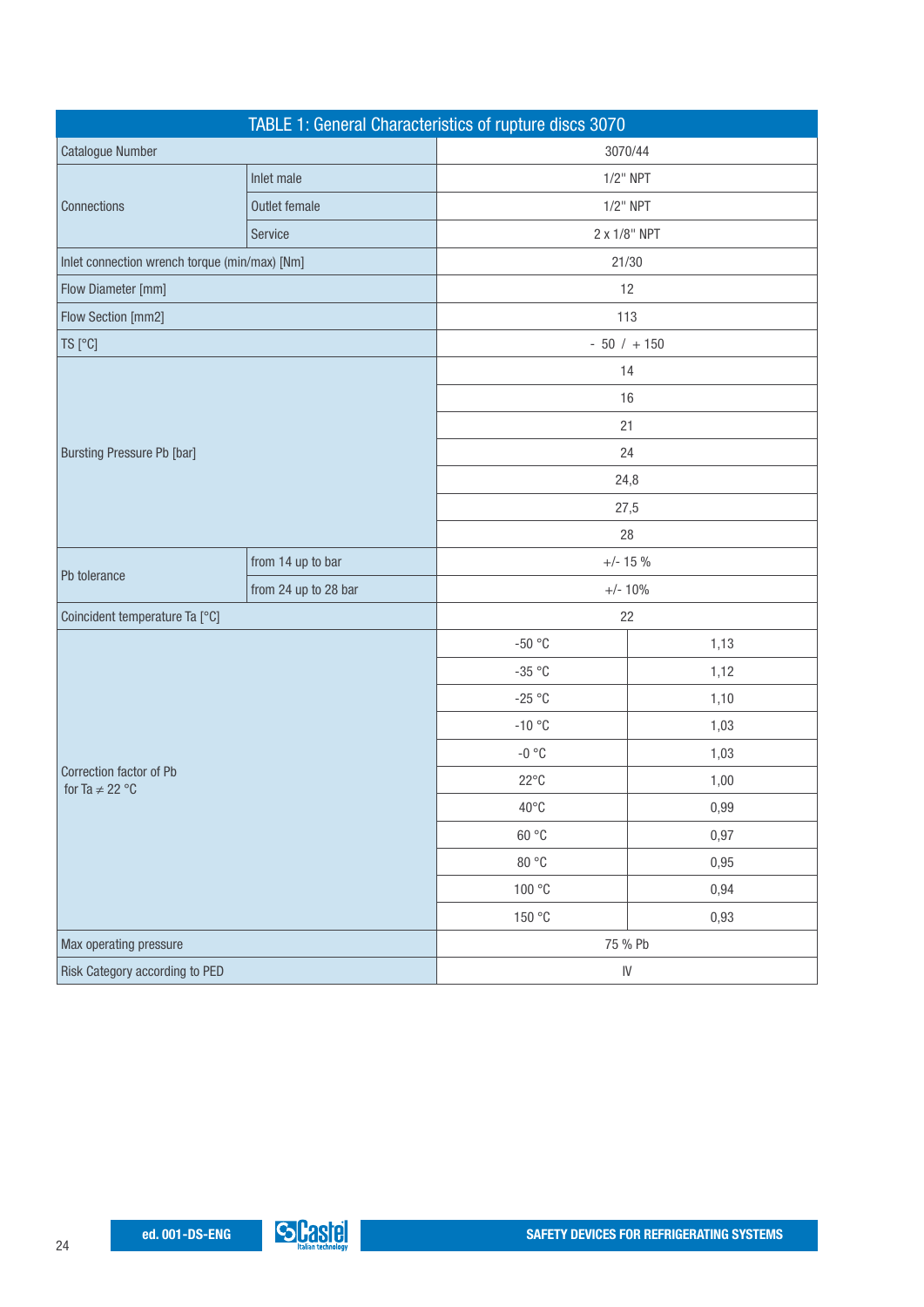**TABLE 1: General Characteristics of rupture discs 3070**

| | | | |
|---|---|---|---|
| Catalogue Number | | 3070/44 | |
| Connections | Inlet male | 1/2" NPT | |
| | Outlet female | 1/2" NPT | |
| | Service | 2 x 1/8" NPT | |
| Inlet connection wrench torque (min/max) [Nm] | | 21/30 | |
| Flow Diameter [mm] | | 12 | |
| Flow Section [mm2] | | 113 | |
| TS [°C] | | - 50 / + 150 | |
| Bursting Pressure Pb [bar] | | 14 | |
| | | 16 | |
| | | 21 | |
| | | 24 | |
| | | 24,8 | |
| | | 27,5 | |
| | | 28 | |
| Pb tolerance | from 14 up to bar | +/- 15 % | |
| | from 24 up to 28 bar | +/- 10% | |
| Coincident temperature Ta [°C] | | 22 | |
| Correction factor of Pb for Ta ≠ 22 °C | | -50 °C | 1,13 |
| | | -35 °C | 1,12 |
| | | -25 °C | 1,10 |
| | | -10 °C | 1,03 |
| | | -0 °C | 1,03 |
| | | 22°C | 1,00 |
| | | 40°C | 0,99 |
| | | 60 °C | 0,97 |
| | | 80 °C | 0,95 |
| | | 100 °C | 0,94 |
| | | 150 °C | 0,93 |
| Max operating pressure | | 75 % Pb | |
| Risk Category according to PED | | IV | |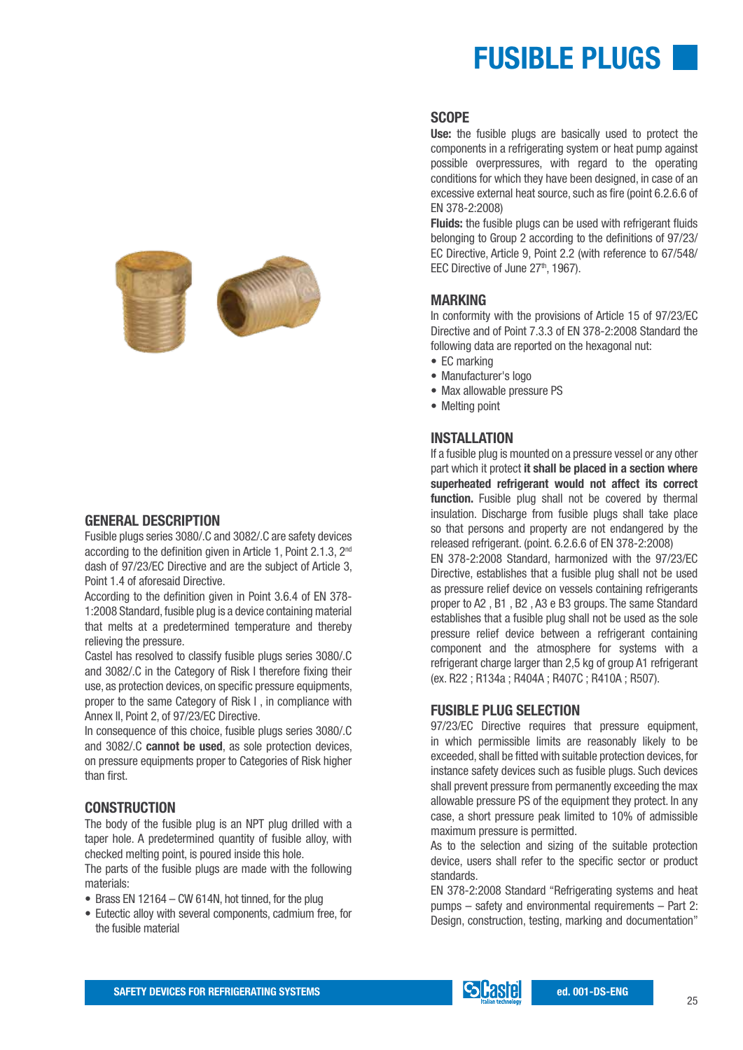# FUSIBLE PLUGS

## GENERAL DESCRIPTION

Fusible plugs series 3080/.C and 3082/.C are safety devices according to the definition given in Article 1, Point 2.1.3, 2nd dash of 97/23/EC Directive and are the subject of Article 3, Point 1.4 of aforesaid Directive.

According to the definition given in Point 3.6.4 of EN 378-1:2008 Standard, fusible plug is a device containing material that melts at a predetermined temperature and thereby relieving the pressure.

Castel has resolved to classify fusible plugs series 3080/.C and 3082/.C in the Category of Risk I therefore fixing their use, as protection devices, on specific pressure equipments, proper to the same Category of Risk I , in compliance with Annex II, Point 2, of 97/23/EC Directive.

In consequence of this choice, fusible plugs series 3080/.C and 3082/.C **cannot be used**, as sole protection devices, on pressure equipments proper to Categories of Risk higher than first.

## CONSTRUCTION

The body of the fusible plug is an NPT plug drilled with a taper hole. A predetermined quantity of fusible alloy, with checked melting point, is poured inside this hole.

The parts of the fusible plugs are made with the following materials:

- Brass EN 12164 – CW 614N, hot tinned, for the plug
- Eutectic alloy with several components, cadmium free, for the fusible material

## SCOPE

**Use:** the fusible plugs are basically used to protect the components in a refrigerating system or heat pump against possible overpressures, with regard to the operating conditions for which they have been designed, in case of an excessive external heat source, such as fire (point 6.2.6.6 of EN 378-2:2008)

**Fluids:** the fusible plugs can be used with refrigerant fluids belonging to Group 2 according to the definitions of 97/23/EC Directive, Article 9, Point 2.2 (with reference to 67/548/EEC Directive of June 27th, 1967).

## MARKING

In conformity with the provisions of Article 15 of 97/23/EC Directive and of Point 7.3.3 of EN 378-2:2008 Standard the following data are reported on the hexagonal nut:

- EC marking
- Manufacturer's logo
- Max allowable pressure PS
- Melting point

## INSTALLATION

If a fusible plug is mounted on a pressure vessel or any other part which it protect **it shall be placed in a section where superheated refrigerant would not affect its correct function.** Fusible plug shall not be covered by thermal insulation. Discharge from fusible plugs shall take place so that persons and property are not endangered by the released refrigerant. (point. 6.2.6.6 of EN 378-2:2008)

EN 378-2:2008 Standard, harmonized with the 97/23/EC Directive, establishes that a fusible plug shall not be used as pressure relief device on vessels containing refrigerants proper to A2 , B1 , B2 , A3 e B3 groups. The same Standard establishes that a fusible plug shall not be used as the sole pressure relief device between a refrigerant containing component and the atmosphere for systems with a refrigerant charge larger than 2,5 kg of group A1 refrigerant (ex. R22 ; R134a ; R404A ; R407C ; R410A ; R507).

## FUSIBLE PLUG SELECTION

97/23/EC Directive requires that pressure equipment, in which permissible limits are reasonably likely to be exceeded, shall be fitted with suitable protection devices, for instance safety devices such as fusible plugs. Such devices shall prevent pressure from permanently exceeding the max allowable pressure PS of the equipment they protect. In any case, a short pressure peak limited to 10% of admissible maximum pressure is permitted.

As to the selection and sizing of the suitable protection device, users shall refer to the specific sector or product standards.

EN 378-2:2008 Standard "Refrigerating systems and heat pumps – safety and environmental requirements – Part 2: Design, construction, testing, marking and documentation"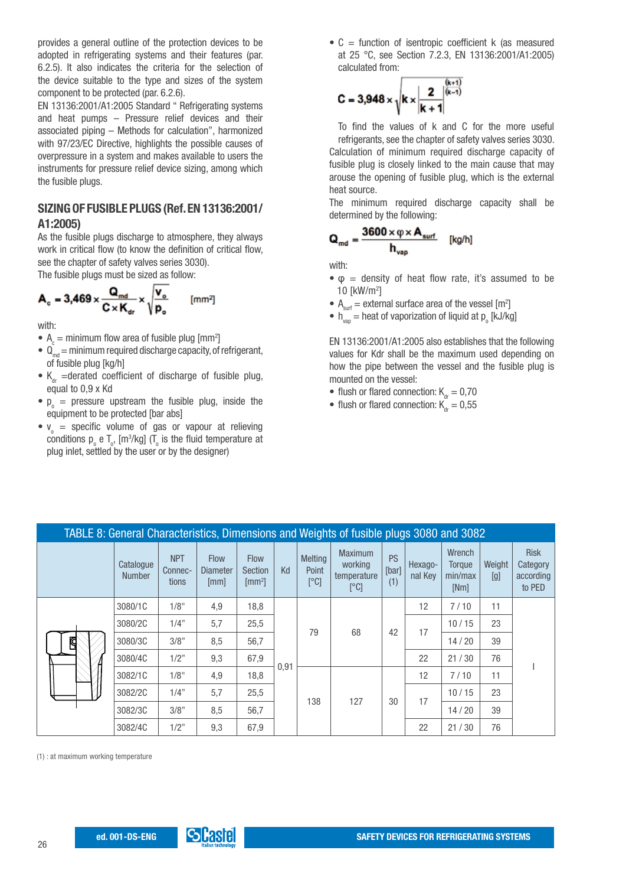provides a general outline of the protection devices to be adopted in refrigerating systems and their features (par. 6.2.5). It also indicates the criteria for the selection of the device suitable to the type and sizes of the system component to be protected (par. 6.2.6).

EN 13136:2001/A1:2005 Standard " Refrigerating systems and heat pumps – Pressure relief devices and their associated piping – Methods for calculation", harmonized with 97/23/EC Directive, highlights the possible causes of overpressure in a system and makes available to users the instruments for pressure relief device sizing, among which the fusible plugs.

## SIZING OF FUSIBLE PLUGS (Ref. EN 13136:2001/A1:2005)

As the fusible plugs discharge to atmosphere, they always work in critical flow (to know the definition of critical flow, see the chapter of safety valves series 3030).

The fusible plugs must be sized as follow:

$$A_c = 3{,}469 \times \frac{Q_{md}}{C \times K_{dr}} \times \sqrt{\frac{v_o}{p_o}} \qquad [mm^2]$$

with:

- $A_c$ = minimum flow area of fusible plug [mm²]
- $Q_{md}$ = minimum required discharge capacity, of refrigerant, of fusible plug [kg/h]
- $K_{dr}$ = derated coefficient of discharge of fusible plug, equal to 0,9 x Kd
- $p_o$ = pressure upstream the fusible plug, inside the equipment to be protected [bar abs]
- $v_o$ = specific volume of gas or vapour at relieving conditions $p_o$ e $T_o$, [m³/kg] ($T_o$ is the fluid temperature at plug inlet, settled by the user or by the designer)
- C = function of isentropic coefficient k (as measured at 25 °C, see Section 7.2.3, EN 13136:2001/A1:2005) calculated from:

$$C = 3{,}948 \times \sqrt{k \times \left(\frac{2}{k+1}\right)^{\frac{(k+1)}{(k-1)}}}$$

To find the values of k and C for the more useful refrigerants, see the chapter of safety valves series 3030.

Calculation of minimum required discharge capacity of fusible plug is closely linked to the main cause that may arouse the opening of fusible plug, which is the external heat source.

The minimum required discharge capacity shall be determined by the following:

$$Q_{md} = \frac{3600 \times \varphi \times A_{surf}}{h_{vap}} \qquad [kg/h]$$

with:

- $\varphi$ = density of heat flow rate, it's assumed to be 10 [kW/m²]
- $A_{surf}$ = external surface area of the vessel [m²]
- $h_{vap}$ = heat of vaporization of liquid at $p_o$ [kJ/kg]

EN 13136:2001/A1:2005 also establishes that the following values for Kdr shall be the maximum used depending on how the pipe between the vessel and the fusible plug is mounted on the vessel:

- flush or flared connection: $K_{dr}$ = 0,70
- flush or flared connection: $K_{dr}$ = 0,55

TABLE 8: General Characteristics, Dimensions and Weights of fusible plugs 3080 and 3082

| Catalogue Number | NPT Connections | Flow Diameter [mm] | Flow Section [mm²] | Kd | Melting Point [°C] | Maximum working temperature [°C] | PS [bar] (1) | Hexagonal Key | Wrench Torque min/max [Nm] | Weight [g] | Risk Category according to PED |
|---|---|---|---|---|---|---|---|---|---|---|---|
| 3080/1C | 1/8" | 4,9 | 18,8 | 0,91 | 79 | 68 | 42 | 12 | 7 / 10 | 11 | I |
| 3080/2C | 1/4" | 5,7 | 25,5 | | | | | 17 | 10 / 15 | 23 | |
| 3080/3C | 3/8" | 8,5 | 56,7 | | | | | | 14 / 20 | 39 | |
| 3080/4C | 1/2" | 9,3 | 67,9 | | | | | 22 | 21 / 30 | 76 | |
| 3082/1C | 1/8" | 4,9 | 18,8 | | 138 | 127 | 30 | 12 | 7 / 10 | 11 | |
| 3082/2C | 1/4" | 5,7 | 25,5 | | | | | 17 | 10 / 15 | 23 | |
| 3082/3C | 3/8" | 8,5 | 56,7 | | | | | | 14 / 20 | 39 | |
| 3082/4C | 1/2" | 9,3 | 67,9 | | | | | 22 | 21 / 30 | 76 | |

(1) : at maximum working temperature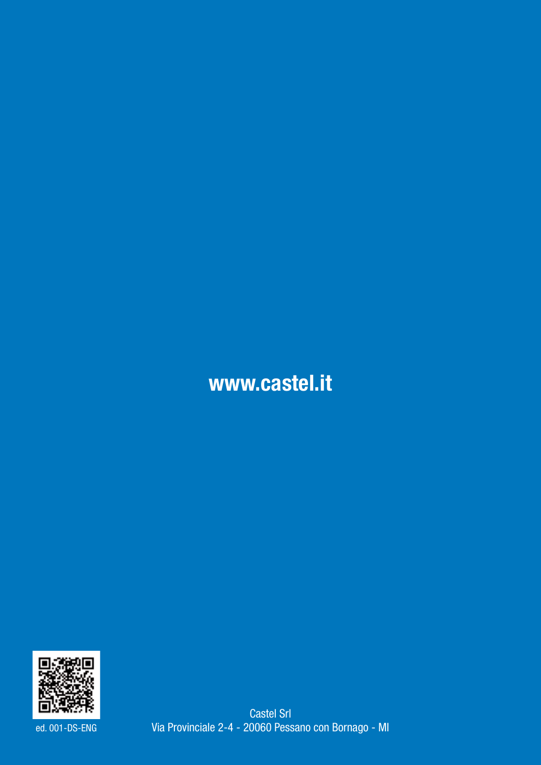**www.castel.it**

ed. 001-DS-ENG

Castel Srl
Via Provinciale 2-4 - 20060 Pessano con Bornago - MI